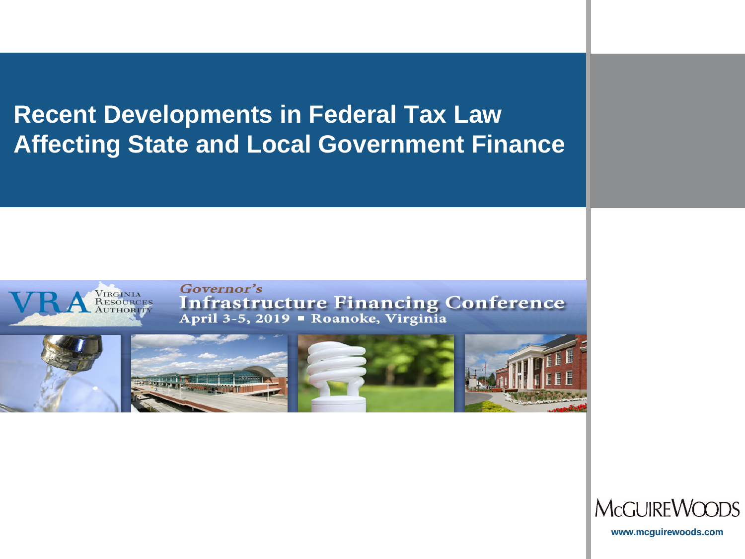# Recent Developments in Federal Tax Law Affecting State and Local Government Finance

VIRGINIA RESOURCES AUTHORITY

*Governor's*

**Infrastructure Financing Conference**

April 3-5, 2019 ▪ Roanoke, Virginia

McGUIREWOODS

www.mcguirewoods.com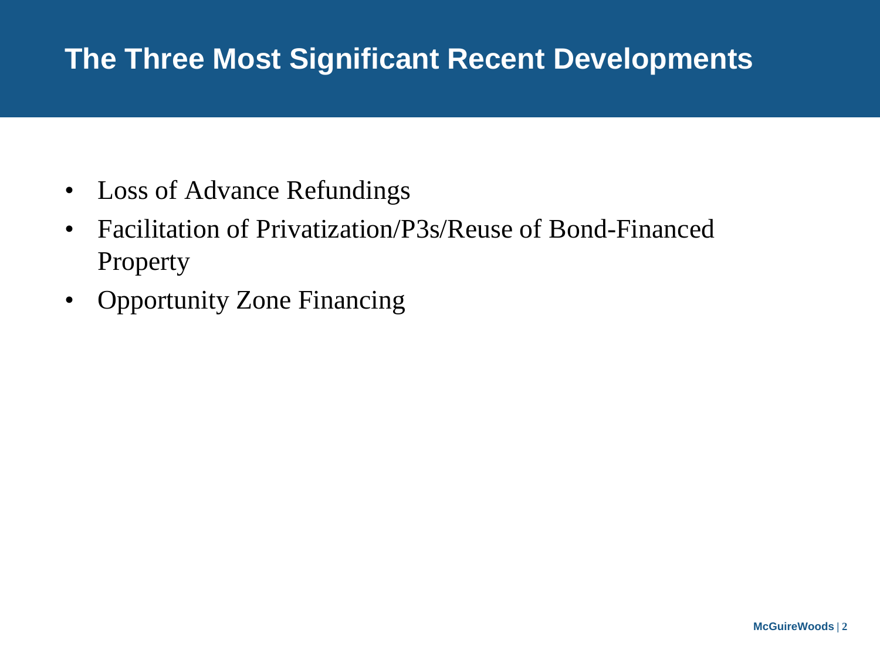# The Three Most Significant Recent Developments

- Loss of Advance Refundings
- Facilitation of Privatization/P3s/Reuse of Bond-Financed Property
- Opportunity Zone Financing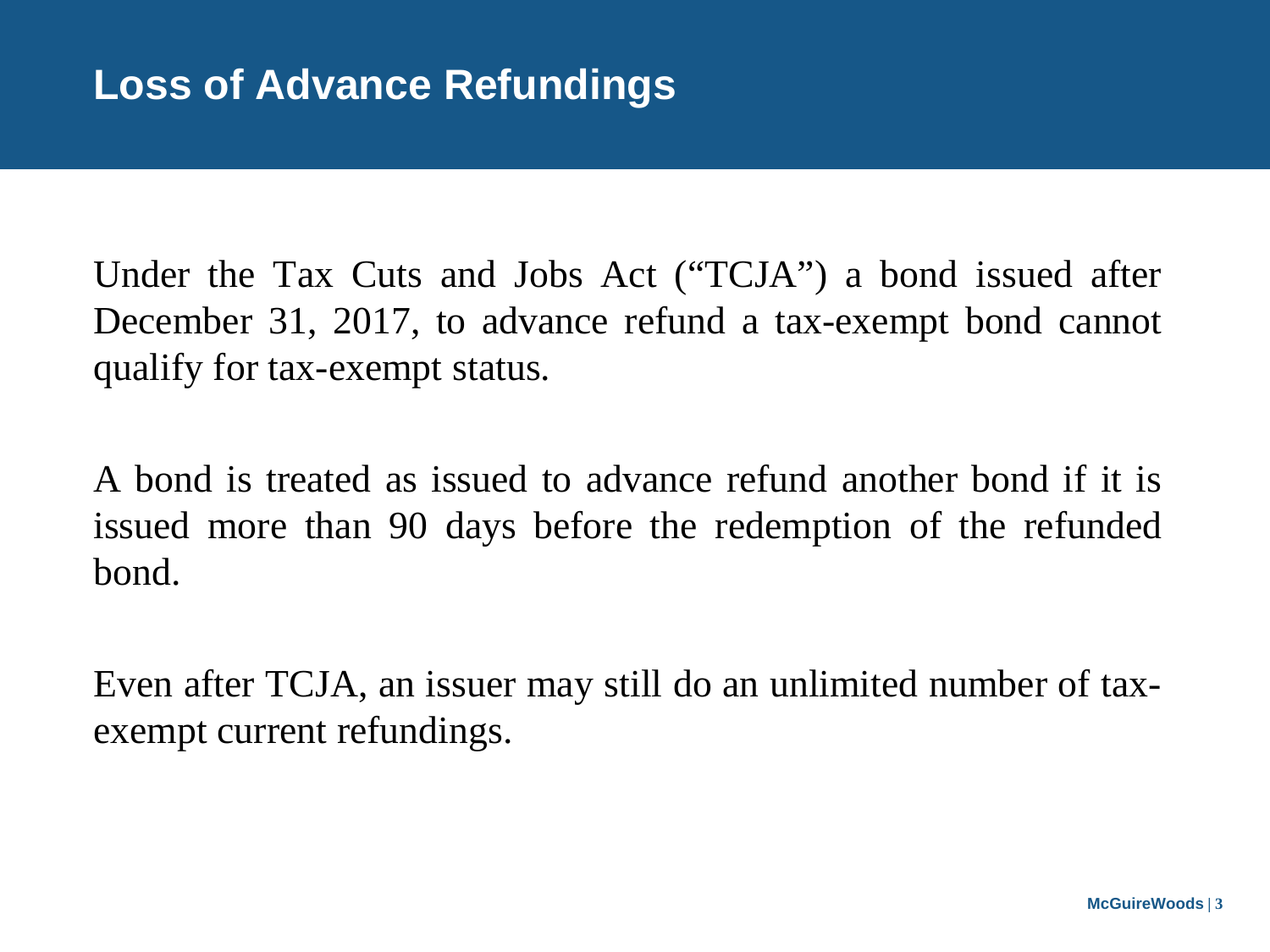# Loss of Advance Refundings

Under the Tax Cuts and Jobs Act ("TCJA") a bond issued after December 31, 2017, to advance refund a tax-exempt bond cannot qualify for tax-exempt status.

A bond is treated as issued to advance refund another bond if it is issued more than 90 days before the redemption of the refunded bond.

Even after TCJA, an issuer may still do an unlimited number of tax-exempt current refundings.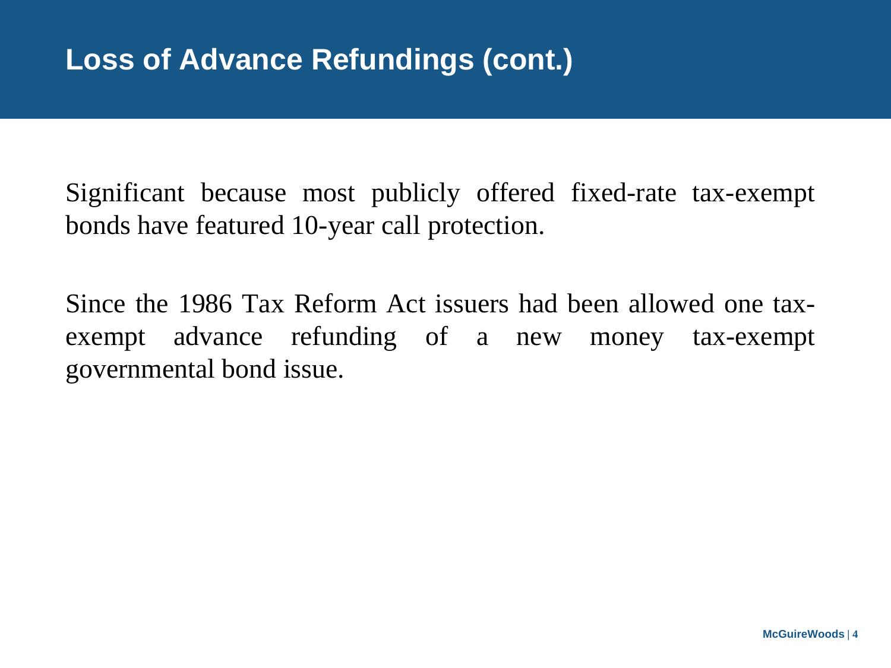# Loss of Advance Refundings (cont.)

Significant because most publicly offered fixed-rate tax-exempt bonds have featured 10-year call protection.

Since the 1986 Tax Reform Act issuers had been allowed one tax-exempt advance refunding of a new money tax-exempt governmental bond issue.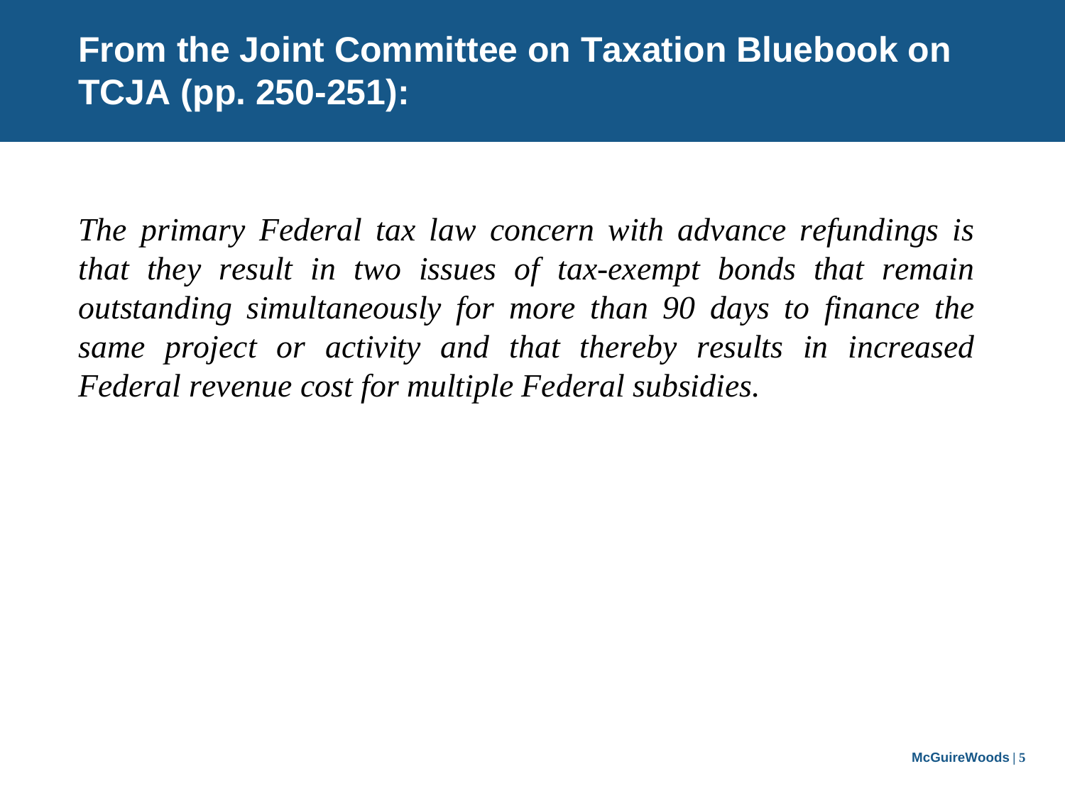## From the Joint Committee on Taxation Bluebook on TCJA (pp. 250-251):

*The primary Federal tax law concern with advance refundings is that they result in two issues of tax-exempt bonds that remain outstanding simultaneously for more than 90 days to finance the same project or activity and that thereby results in increased Federal revenue cost for multiple Federal subsidies.*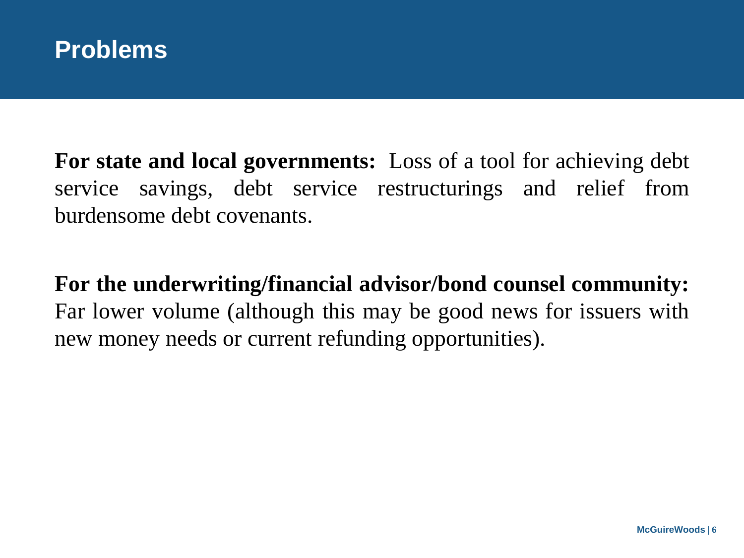# Problems

**For state and local governments:** Loss of a tool for achieving debt service savings, debt service restructurings and relief from burdensome debt covenants.

**For the underwriting/financial advisor/bond counsel community:** Far lower volume (although this may be good news for issuers with new money needs or current refunding opportunities).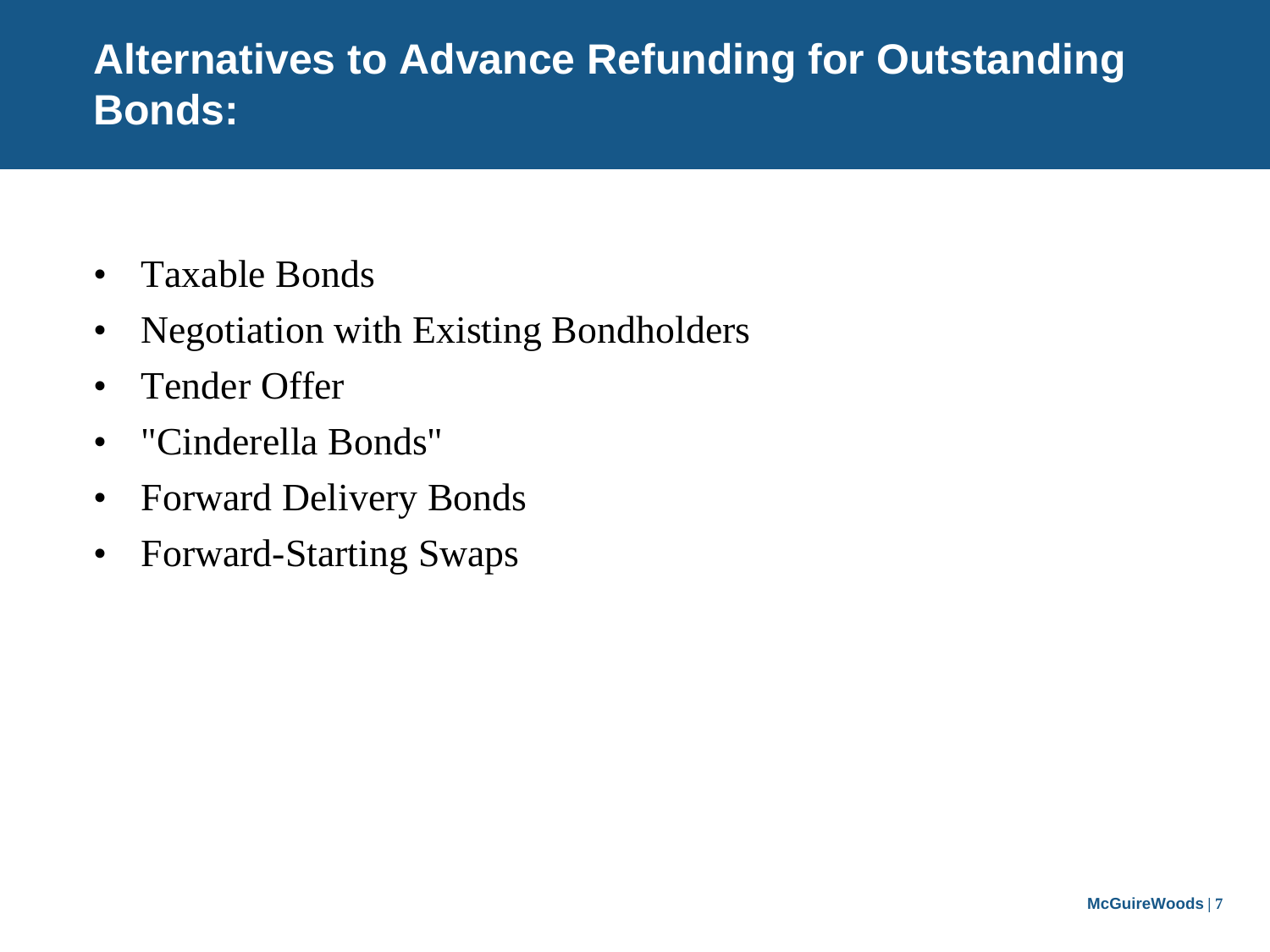# Alternatives to Advance Refunding for Outstanding Bonds:

- Taxable Bonds
- Negotiation with Existing Bondholders
- Tender Offer
- "Cinderella Bonds"
- Forward Delivery Bonds
- Forward-Starting Swaps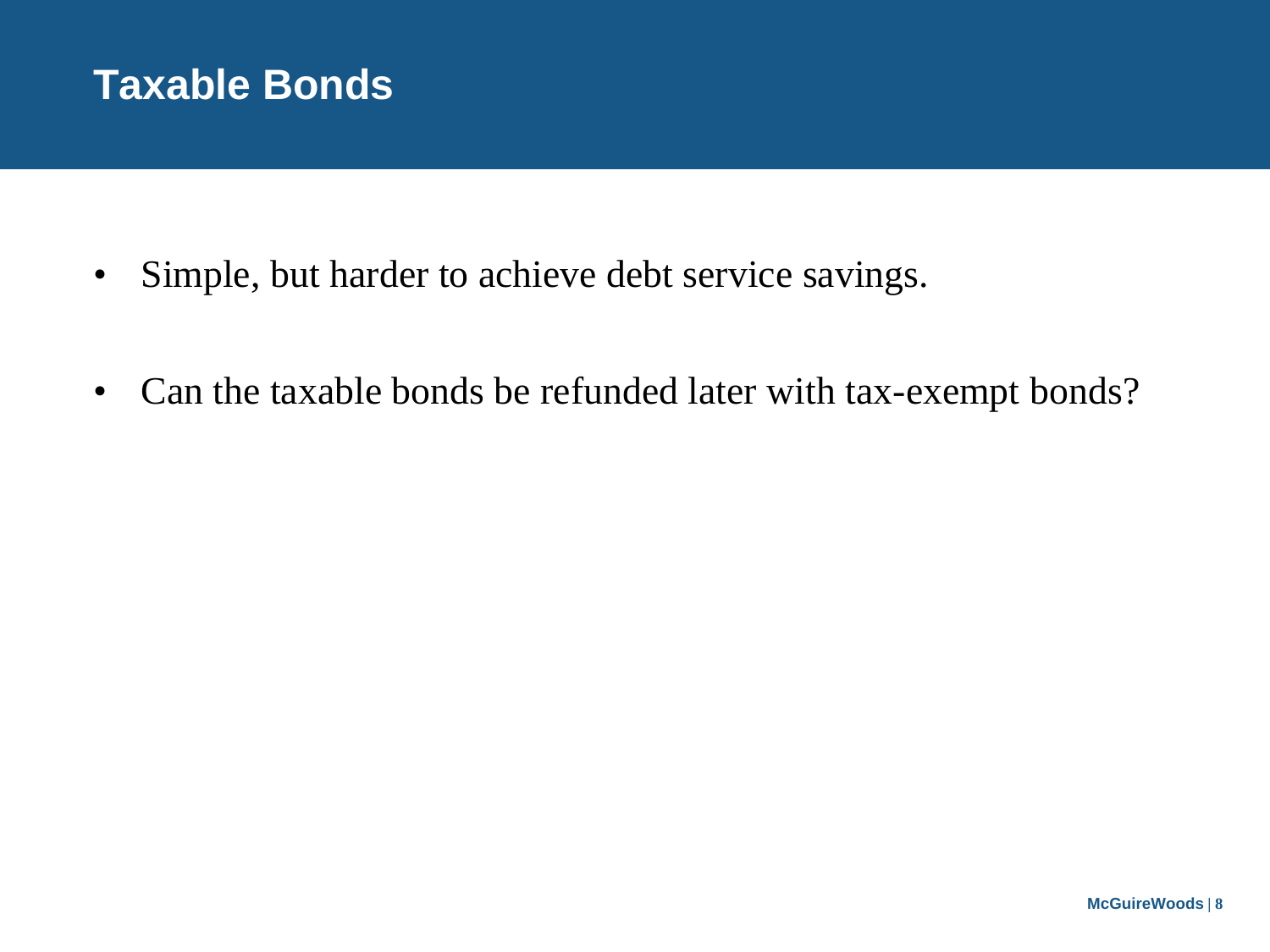# Taxable Bonds

- Simple, but harder to achieve debt service savings.
- Can the taxable bonds be refunded later with tax-exempt bonds?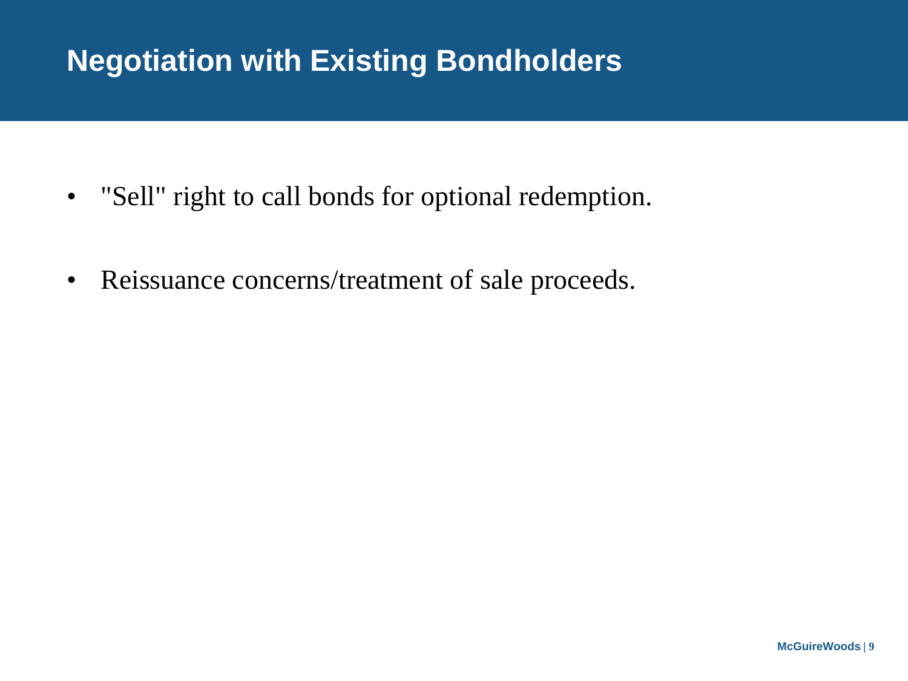# Negotiation with Existing Bondholders

- "Sell" right to call bonds for optional redemption.
- Reissuance concerns/treatment of sale proceeds.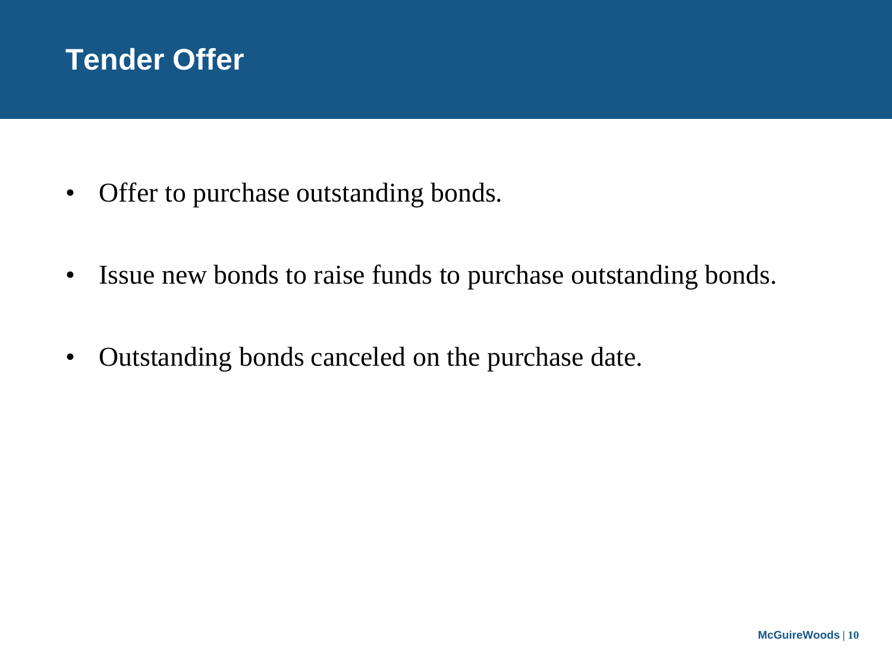# Tender Offer

- Offer to purchase outstanding bonds.
- Issue new bonds to raise funds to purchase outstanding bonds.
- Outstanding bonds canceled on the purchase date.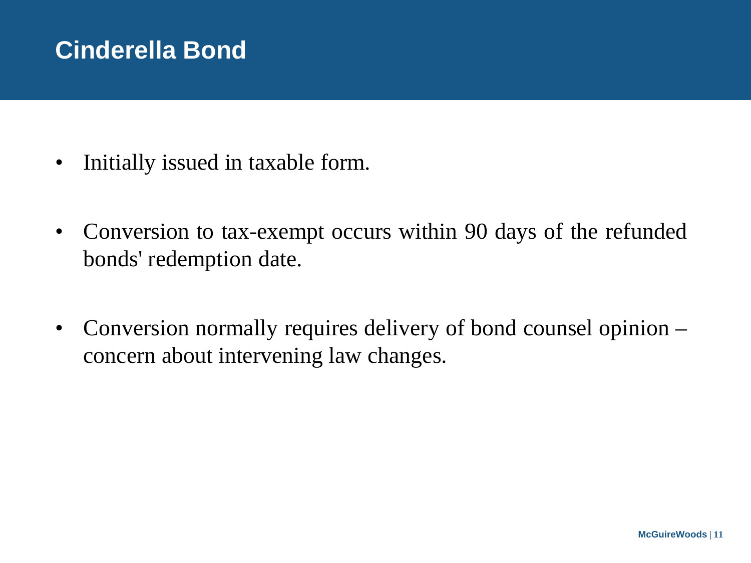# Cinderella Bond

- Initially issued in taxable form.
- Conversion to tax-exempt occurs within 90 days of the refunded bonds' redemption date.
- Conversion normally requires delivery of bond counsel opinion – concern about intervening law changes.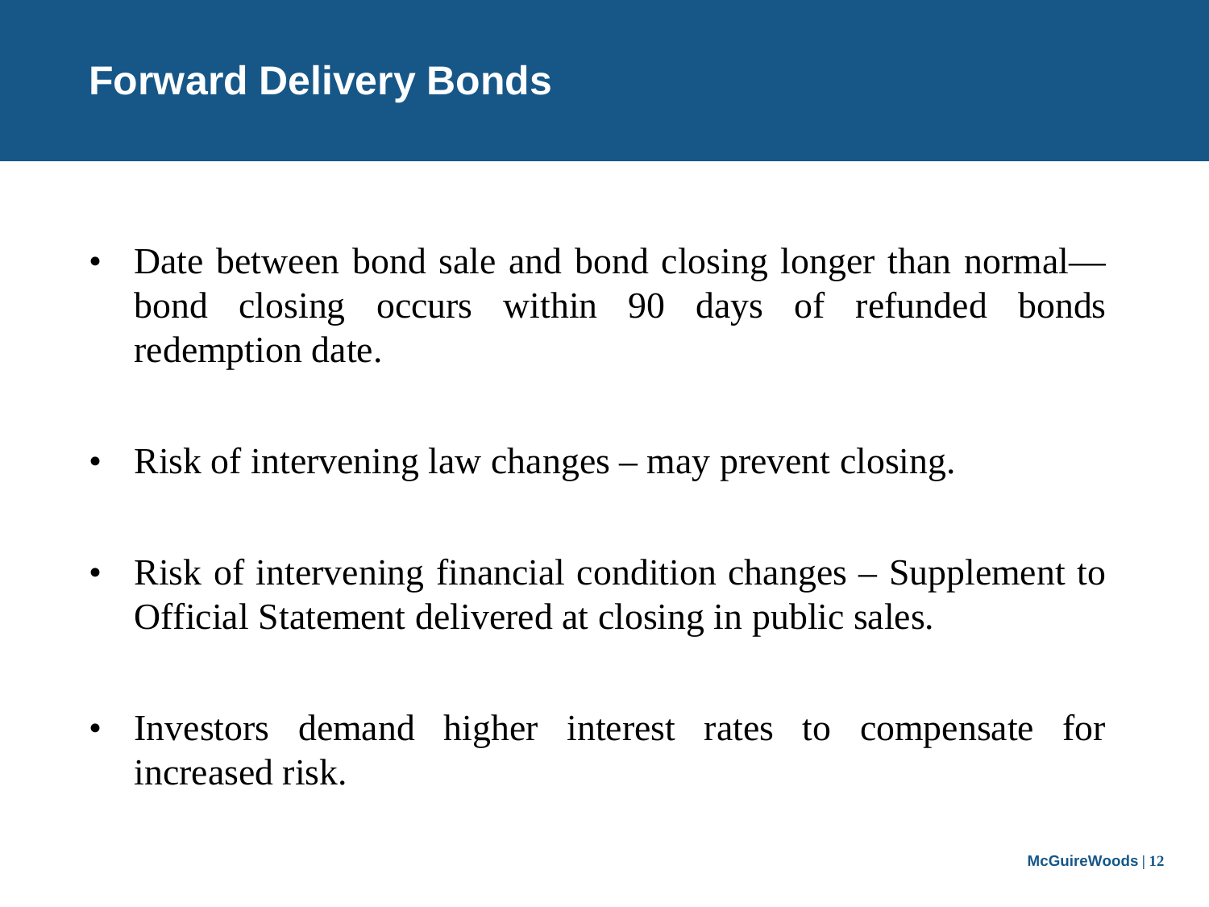# Forward Delivery Bonds

- Date between bond sale and bond closing longer than normal—bond closing occurs within 90 days of refunded bonds redemption date.
- Risk of intervening law changes – may prevent closing.
- Risk of intervening financial condition changes – Supplement to Official Statement delivered at closing in public sales.
- Investors demand higher interest rates to compensate for increased risk.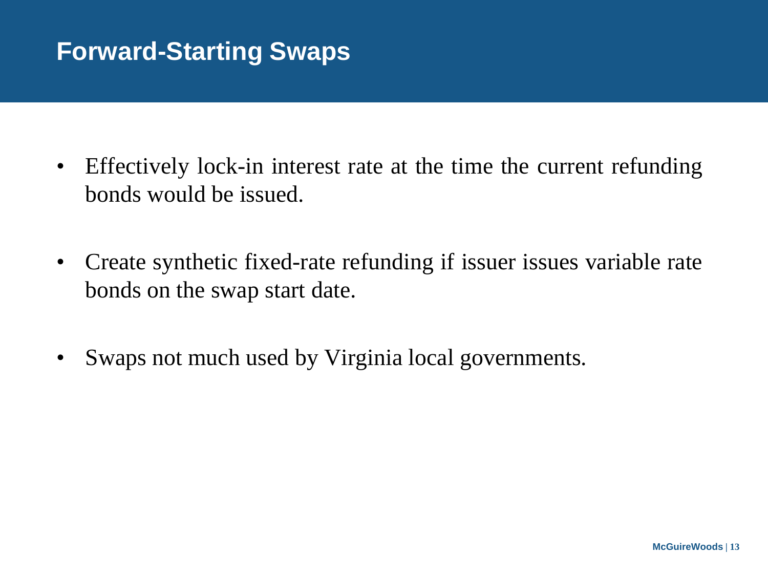# Forward-Starting Swaps

- Effectively lock-in interest rate at the time the current refunding bonds would be issued.
- Create synthetic fixed-rate refunding if issuer issues variable rate bonds on the swap start date.
- Swaps not much used by Virginia local governments.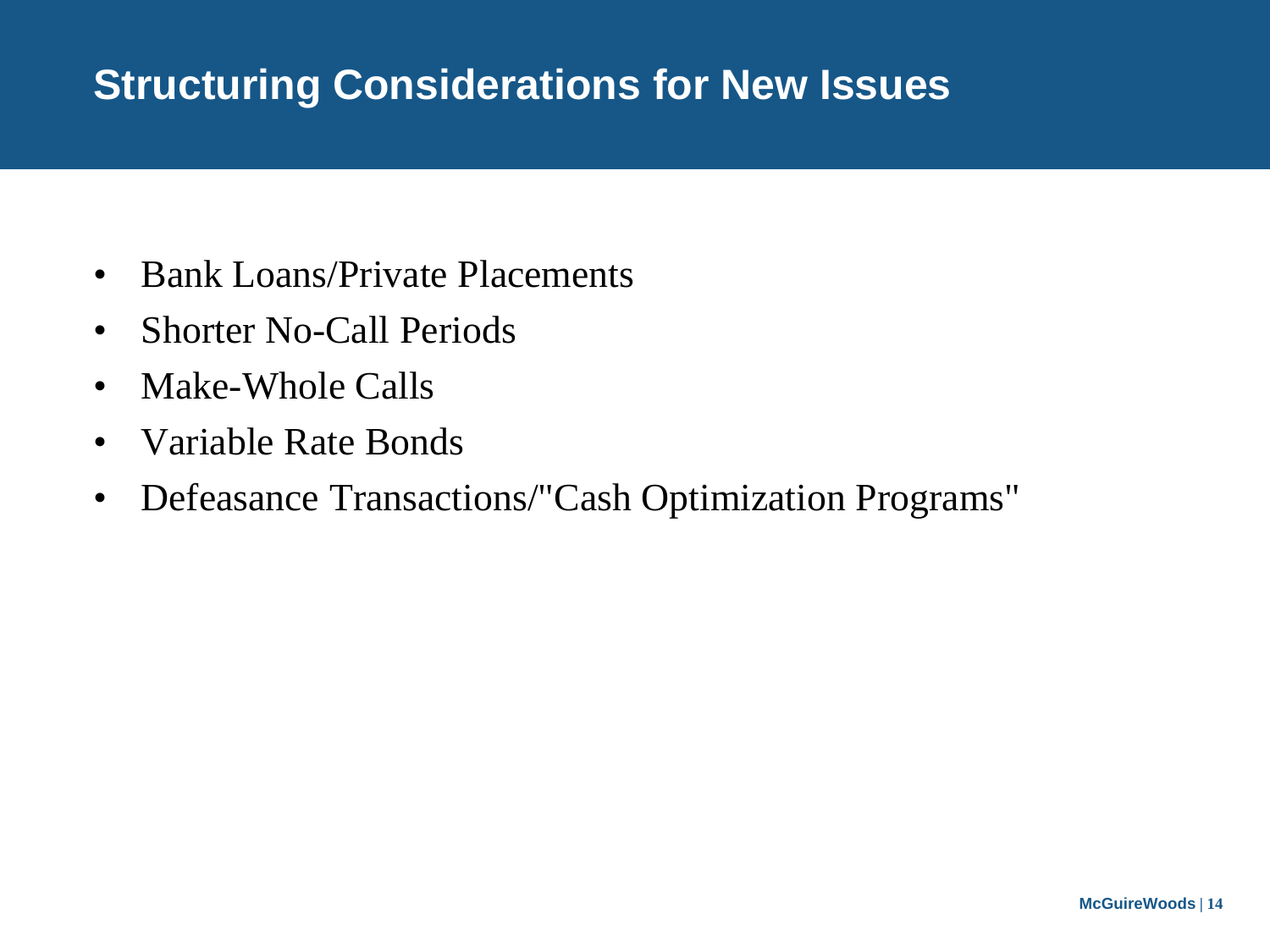# Structuring Considerations for New Issues

- Bank Loans/Private Placements
- Shorter No-Call Periods
- Make-Whole Calls
- Variable Rate Bonds
- Defeasance Transactions/"Cash Optimization Programs"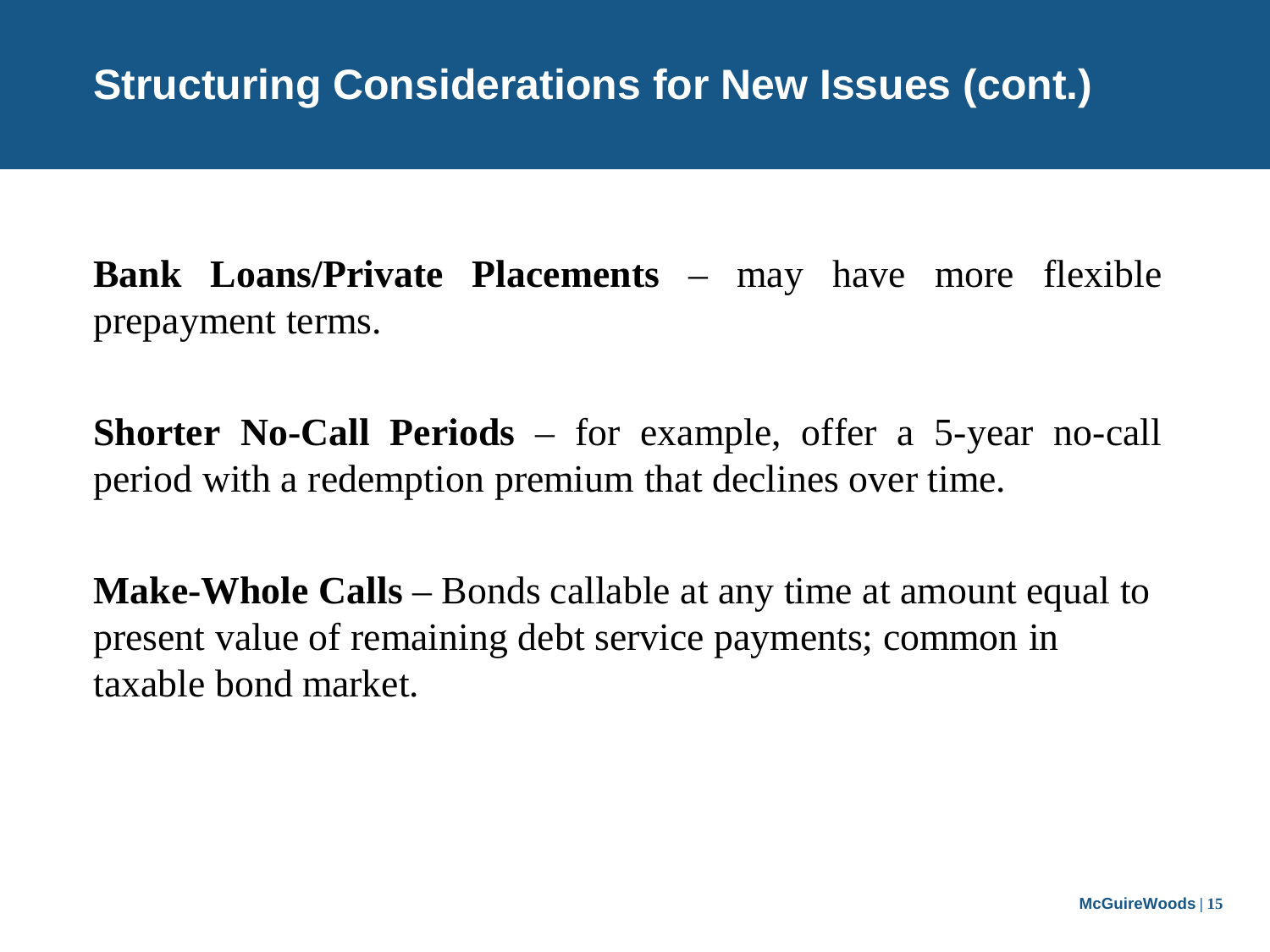# Structuring Considerations for New Issues (cont.)

**Bank Loans/Private Placements** – may have more flexible prepayment terms.

**Shorter No-Call Periods** – for example, offer a 5-year no-call period with a redemption premium that declines over time.

**Make-Whole Calls** – Bonds callable at any time at amount equal to present value of remaining debt service payments; common in taxable bond market.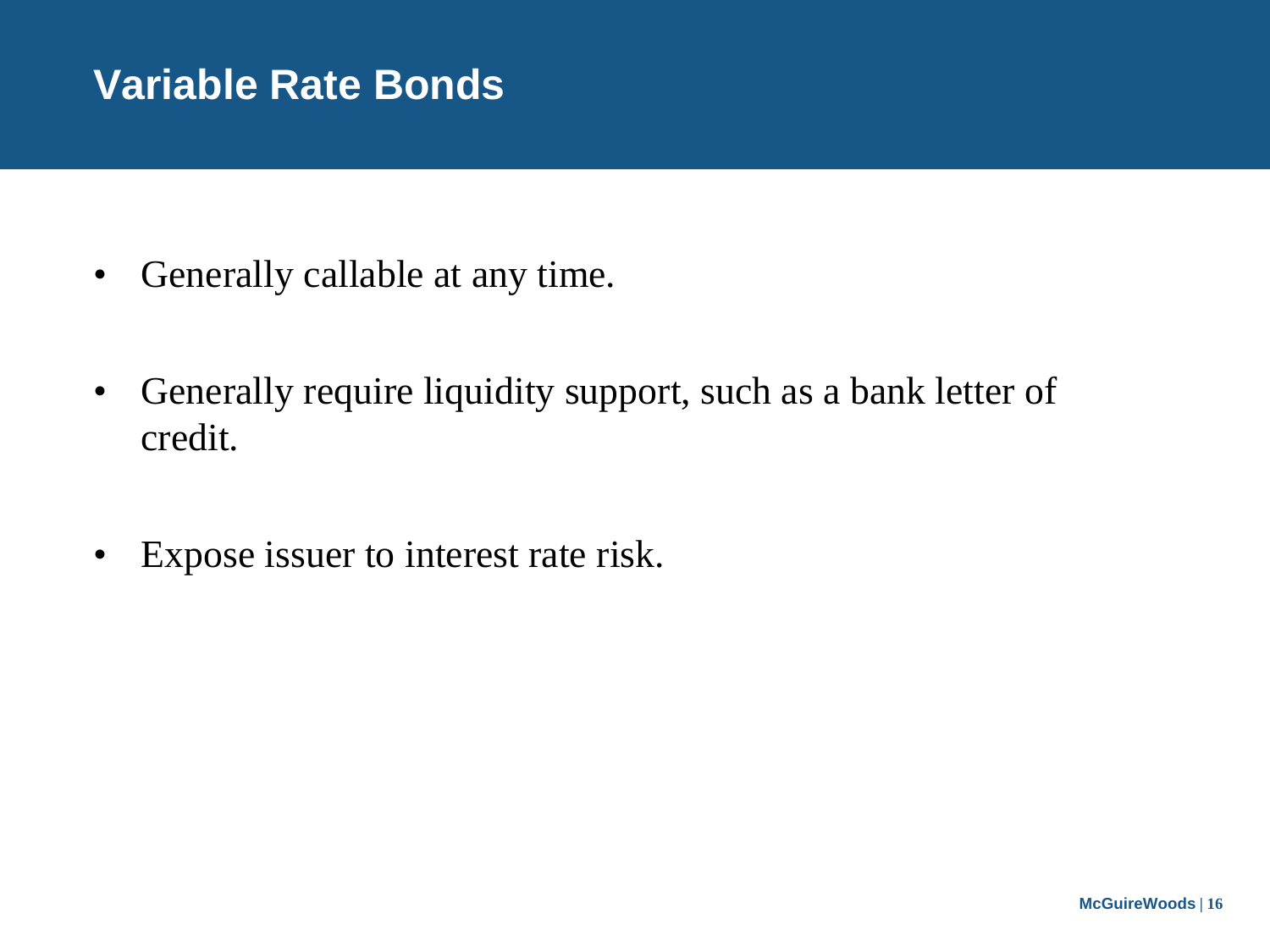# Variable Rate Bonds

- Generally callable at any time.
- Generally require liquidity support, such as a bank letter of credit.
- Expose issuer to interest rate risk.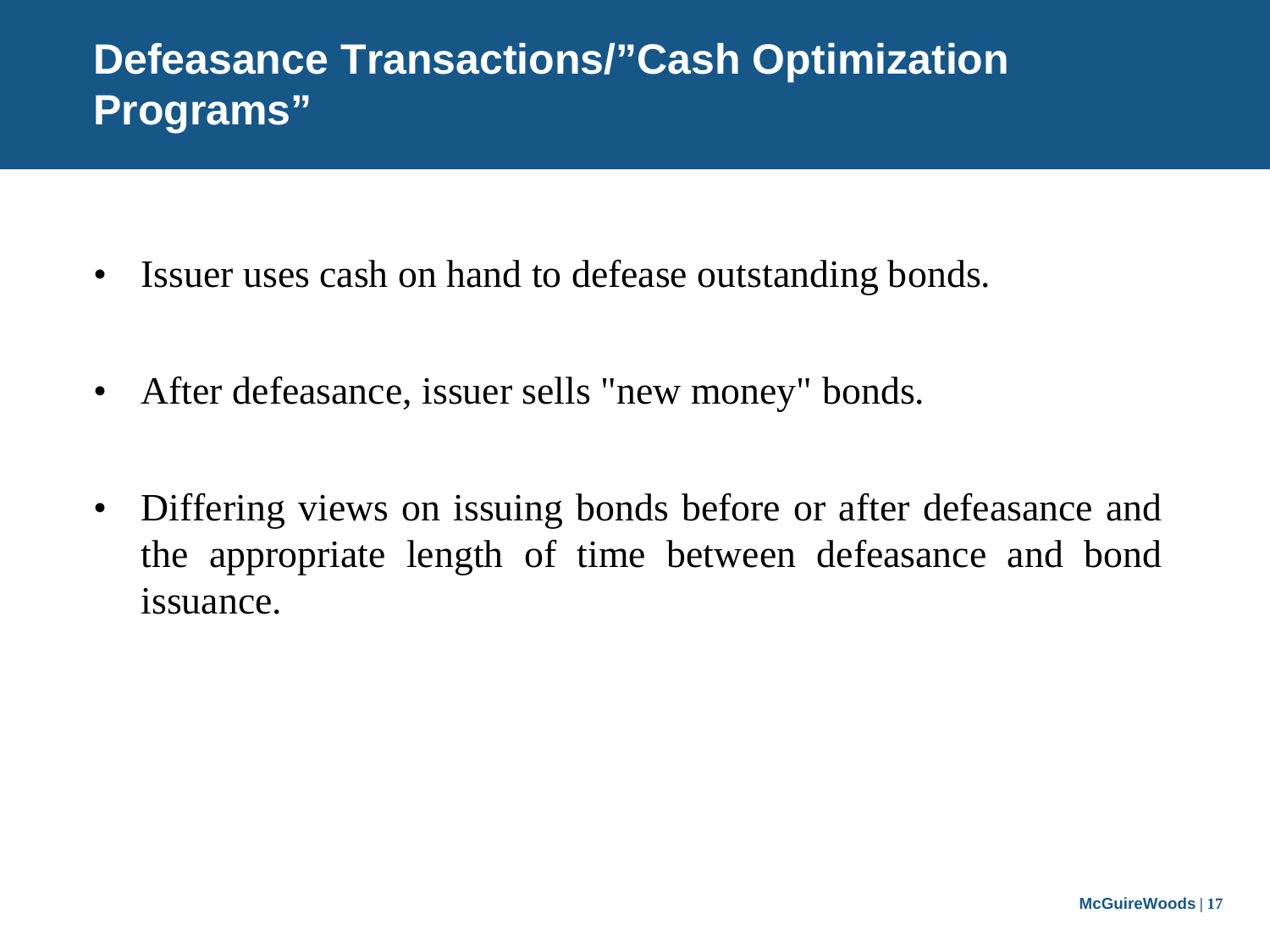# Defeasance Transactions/"Cash Optimization Programs"

- Issuer uses cash on hand to defease outstanding bonds.
- After defeasance, issuer sells "new money" bonds.
- Differing views on issuing bonds before or after defeasance and the appropriate length of time between defeasance and bond issuance.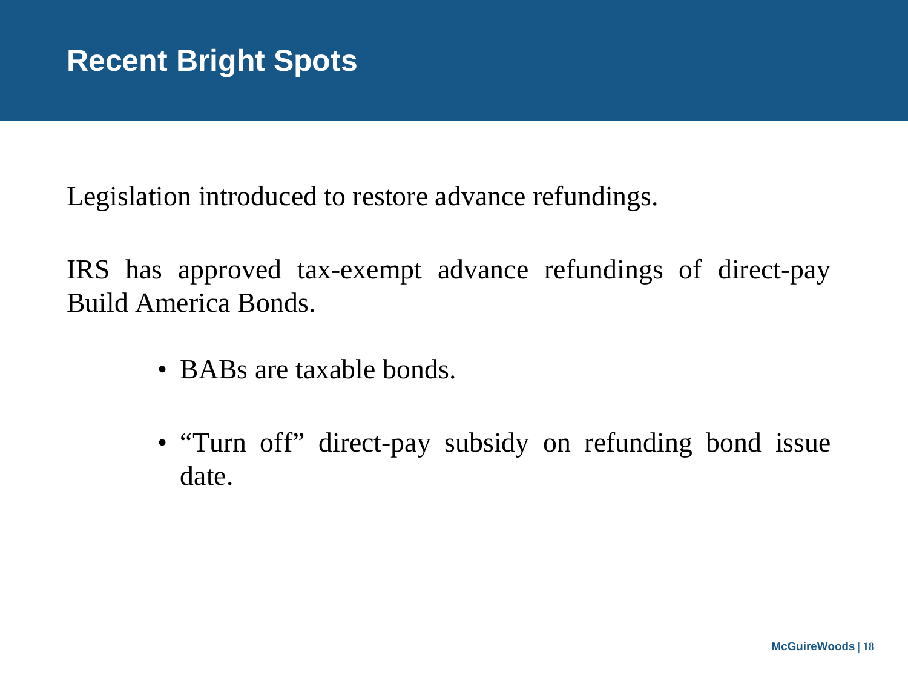# Recent Bright Spots

Legislation introduced to restore advance refundings.

IRS has approved tax-exempt advance refundings of direct-pay Build America Bonds.

- BABs are taxable bonds.
- "Turn off" direct-pay subsidy on refunding bond issue date.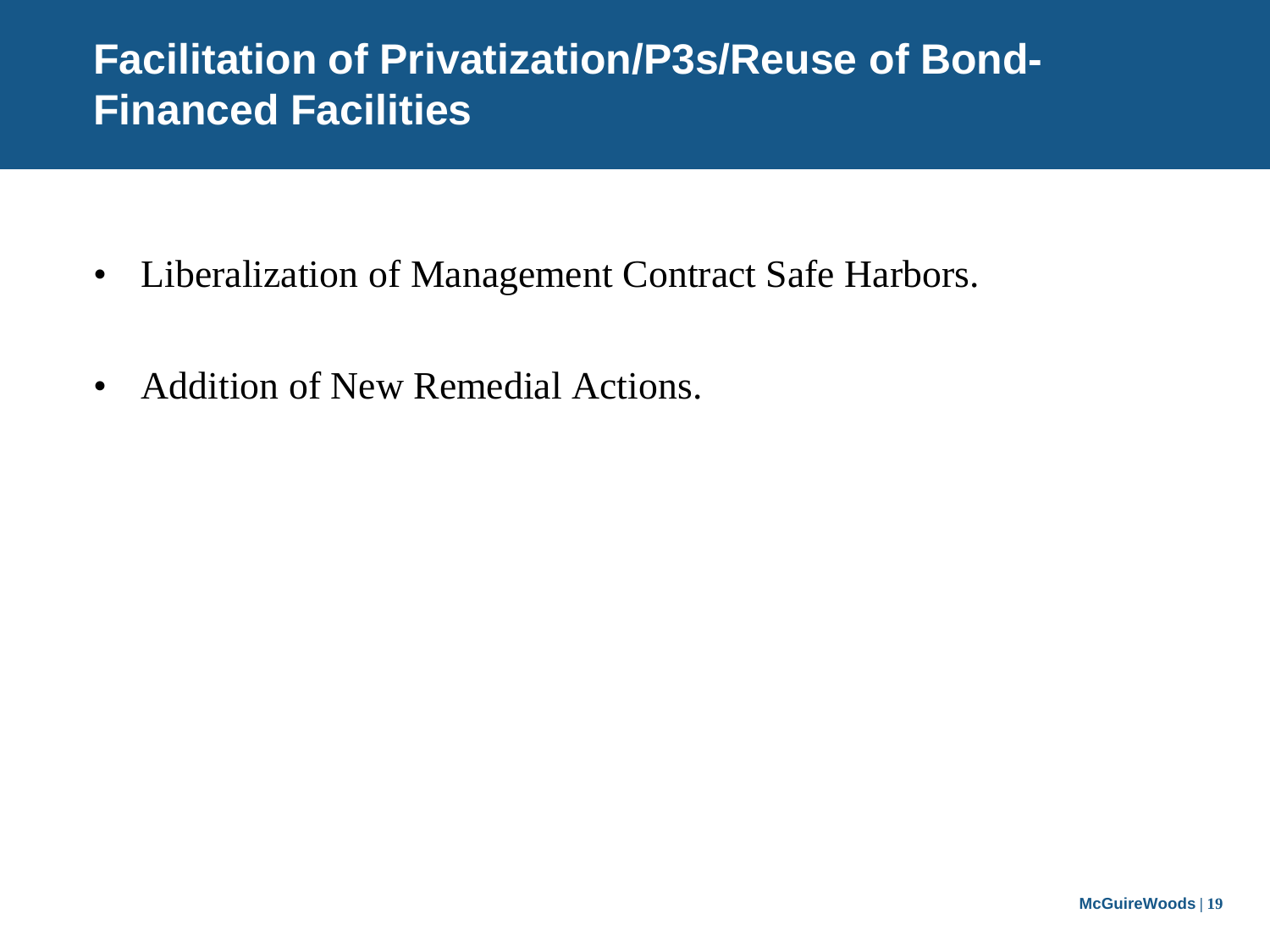# Facilitation of Privatization/P3s/Reuse of Bond-Financed Facilities

- Liberalization of Management Contract Safe Harbors.
- Addition of New Remedial Actions.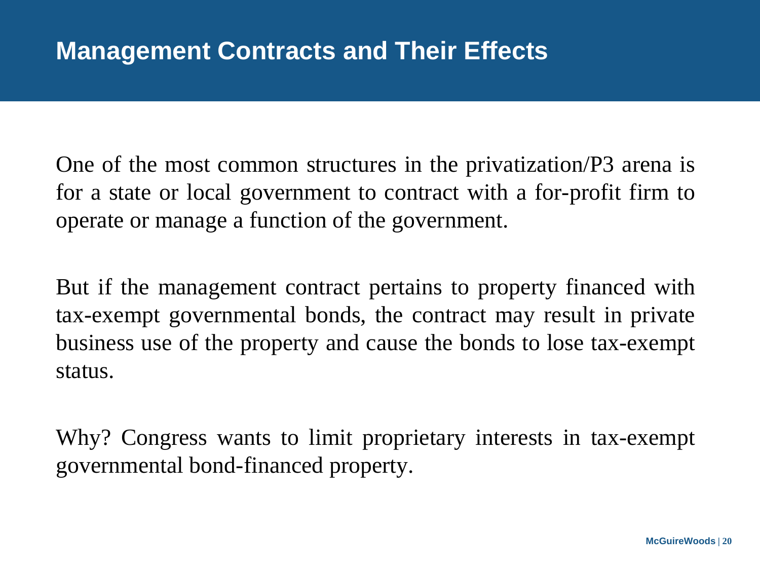# Management Contracts and Their Effects

One of the most common structures in the privatization/P3 arena is for a state or local government to contract with a for-profit firm to operate or manage a function of the government.

But if the management contract pertains to property financed with tax-exempt governmental bonds, the contract may result in private business use of the property and cause the bonds to lose tax-exempt status.

Why? Congress wants to limit proprietary interests in tax-exempt governmental bond-financed property.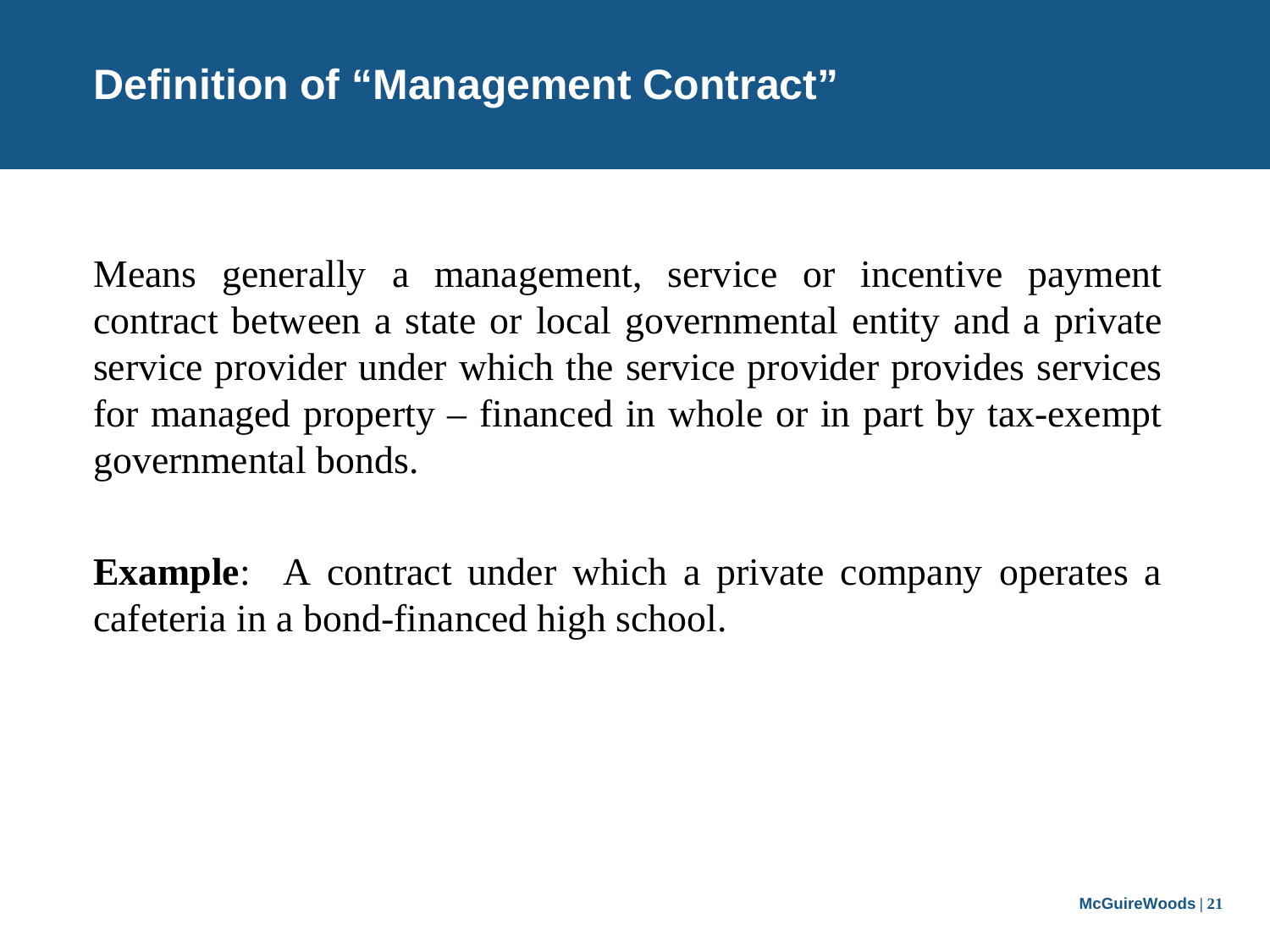# Definition of "Management Contract"

Means generally a management, service or incentive payment contract between a state or local governmental entity and a private service provider under which the service provider provides services for managed property – financed in whole or in part by tax-exempt governmental bonds.

**Example**: A contract under which a private company operates a cafeteria in a bond-financed high school.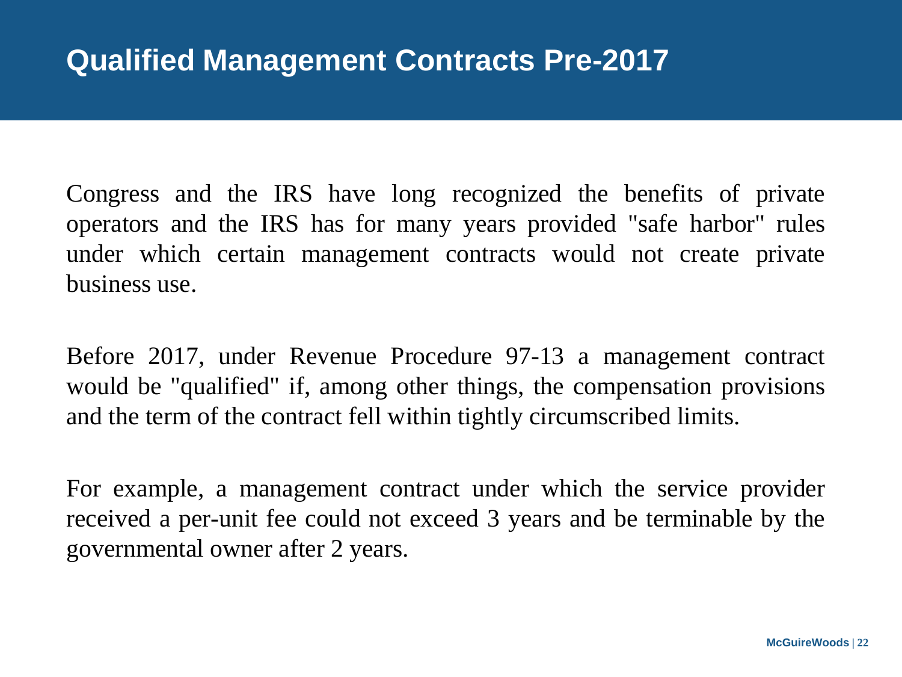# Qualified Management Contracts Pre-2017

Congress and the IRS have long recognized the benefits of private operators and the IRS has for many years provided "safe harbor" rules under which certain management contracts would not create private business use.

Before 2017, under Revenue Procedure 97-13 a management contract would be "qualified" if, among other things, the compensation provisions and the term of the contract fell within tightly circumscribed limits.

For example, a management contract under which the service provider received a per-unit fee could not exceed 3 years and be terminable by the governmental owner after 2 years.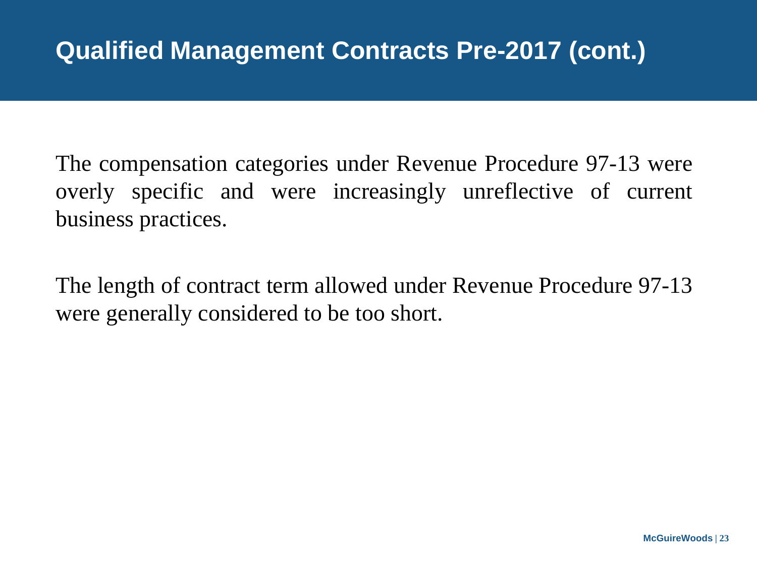# Qualified Management Contracts Pre-2017 (cont.)

The compensation categories under Revenue Procedure 97-13 were overly specific and were increasingly unreflective of current business practices.

The length of contract term allowed under Revenue Procedure 97-13 were generally considered to be too short.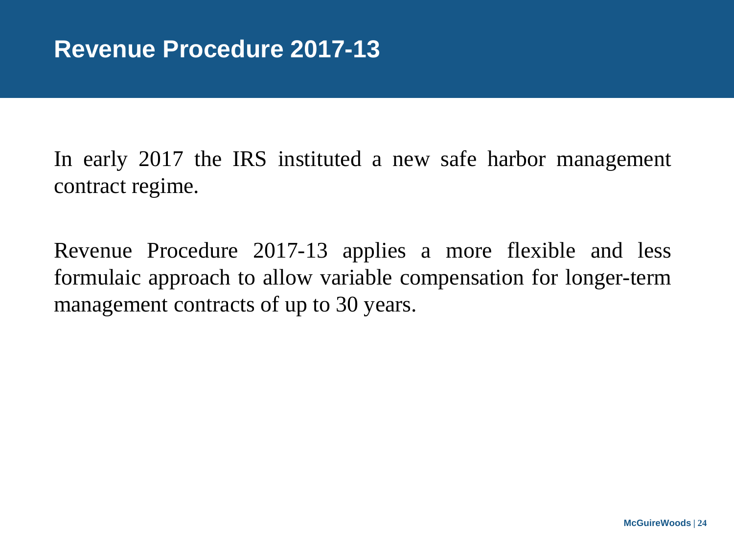# Revenue Procedure 2017-13

In early 2017 the IRS instituted a new safe harbor management contract regime.

Revenue Procedure 2017-13 applies a more flexible and less formulaic approach to allow variable compensation for longer-term management contracts of up to 30 years.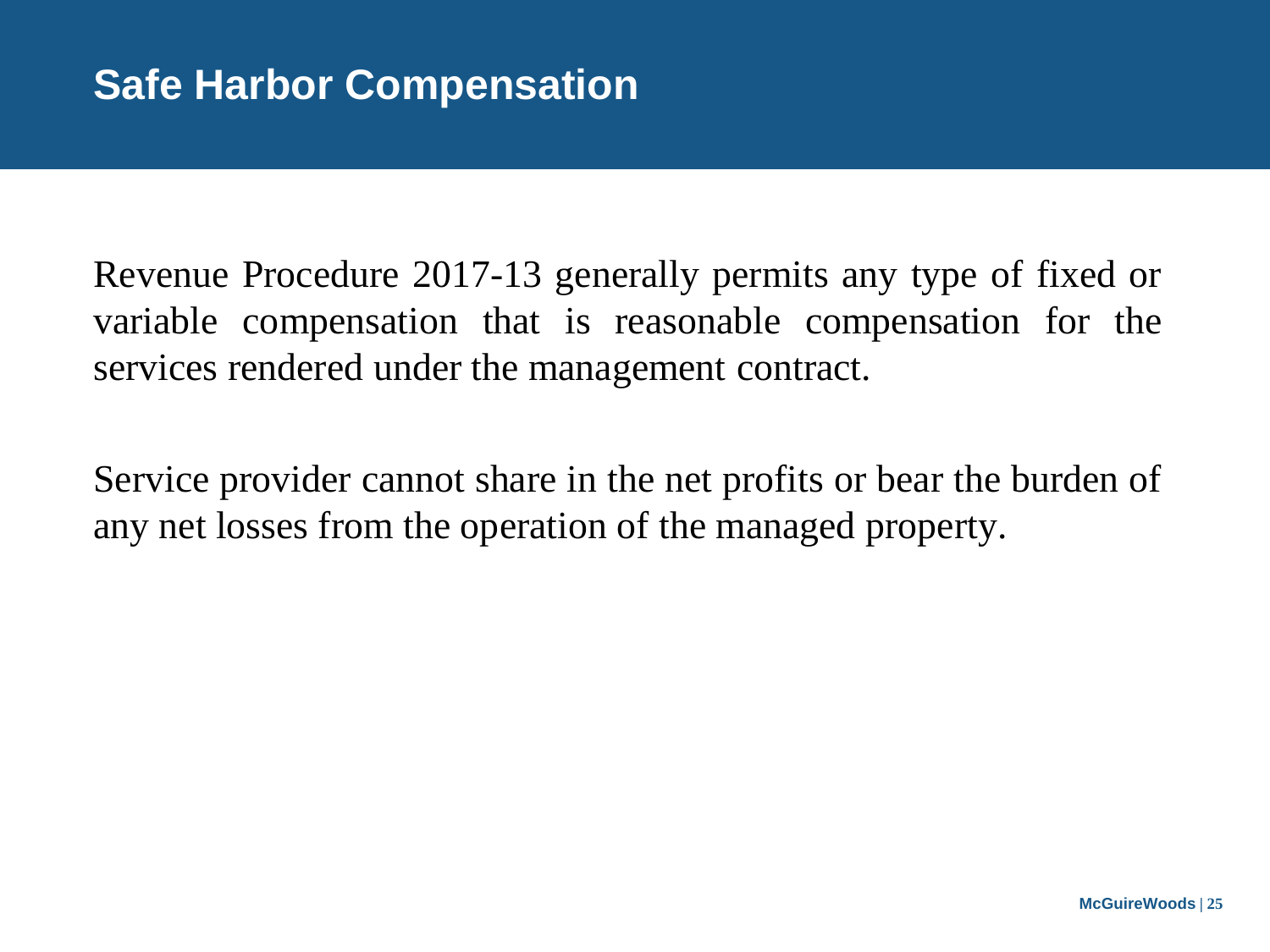# Safe Harbor Compensation

Revenue Procedure 2017-13 generally permits any type of fixed or variable compensation that is reasonable compensation for the services rendered under the management contract.

Service provider cannot share in the net profits or bear the burden of any net losses from the operation of the managed property.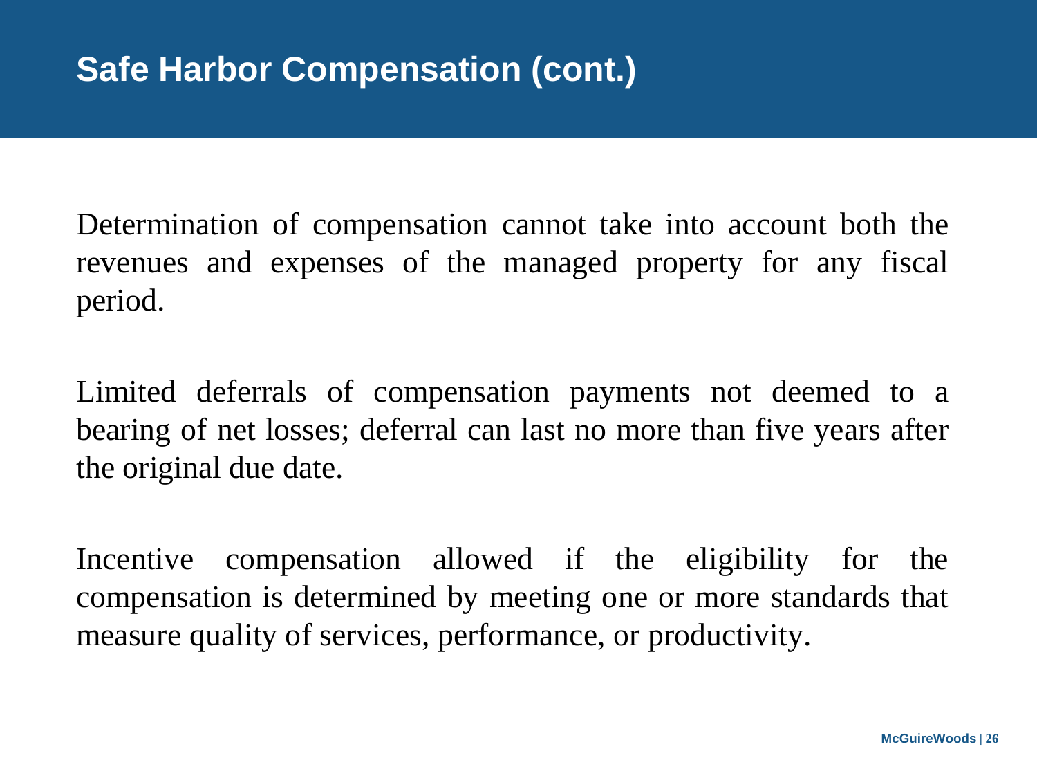## Safe Harbor Compensation (cont.)

Determination of compensation cannot take into account both the revenues and expenses of the managed property for any fiscal period.

Limited deferrals of compensation payments not deemed to a bearing of net losses; deferral can last no more than five years after the original due date.

Incentive compensation allowed if the eligibility for the compensation is determined by meeting one or more standards that measure quality of services, performance, or productivity.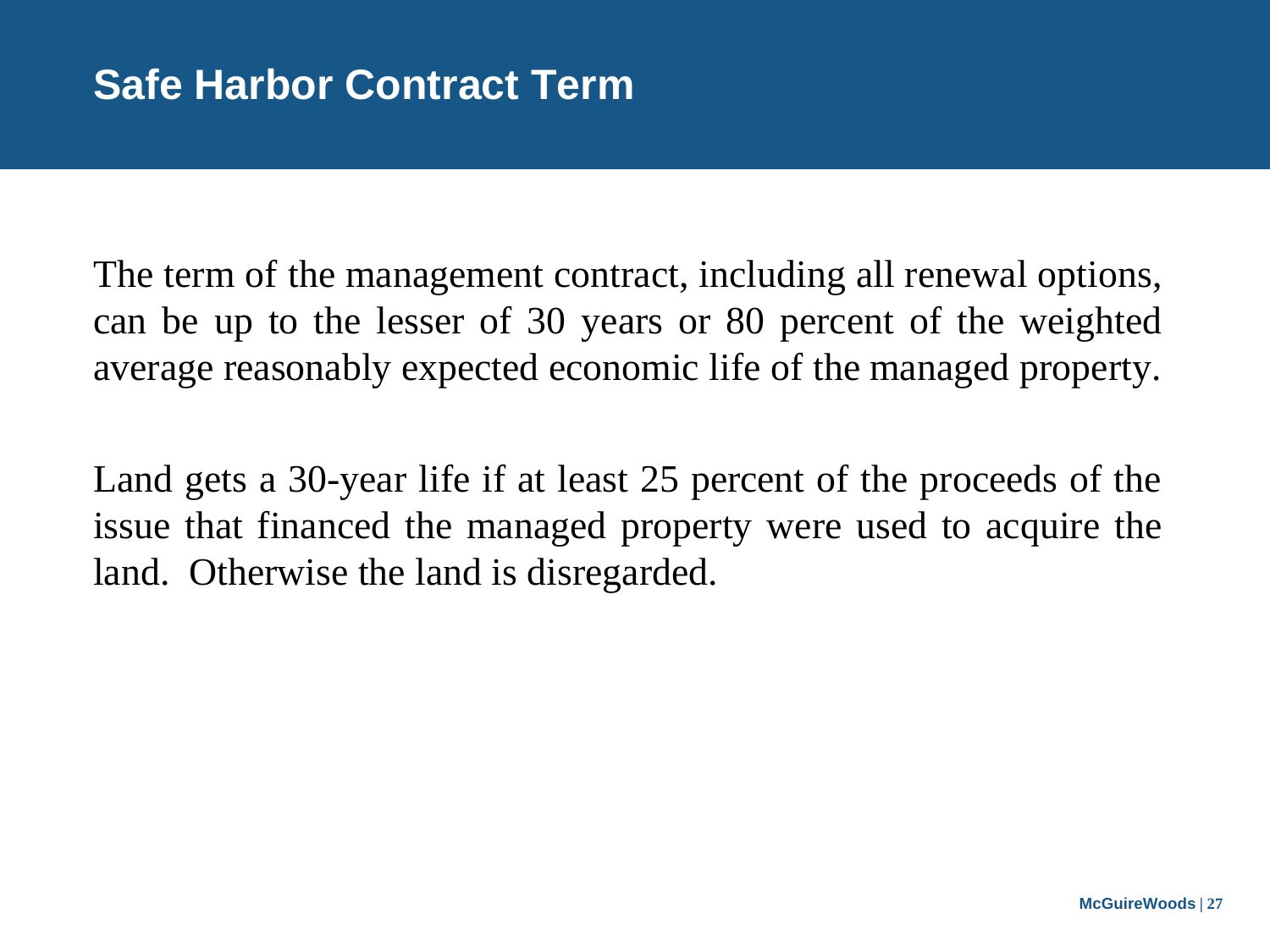# Safe Harbor Contract Term

The term of the management contract, including all renewal options, can be up to the lesser of 30 years or 80 percent of the weighted average reasonably expected economic life of the managed property.

Land gets a 30-year life if at least 25 percent of the proceeds of the issue that financed the managed property were used to acquire the land. Otherwise the land is disregarded.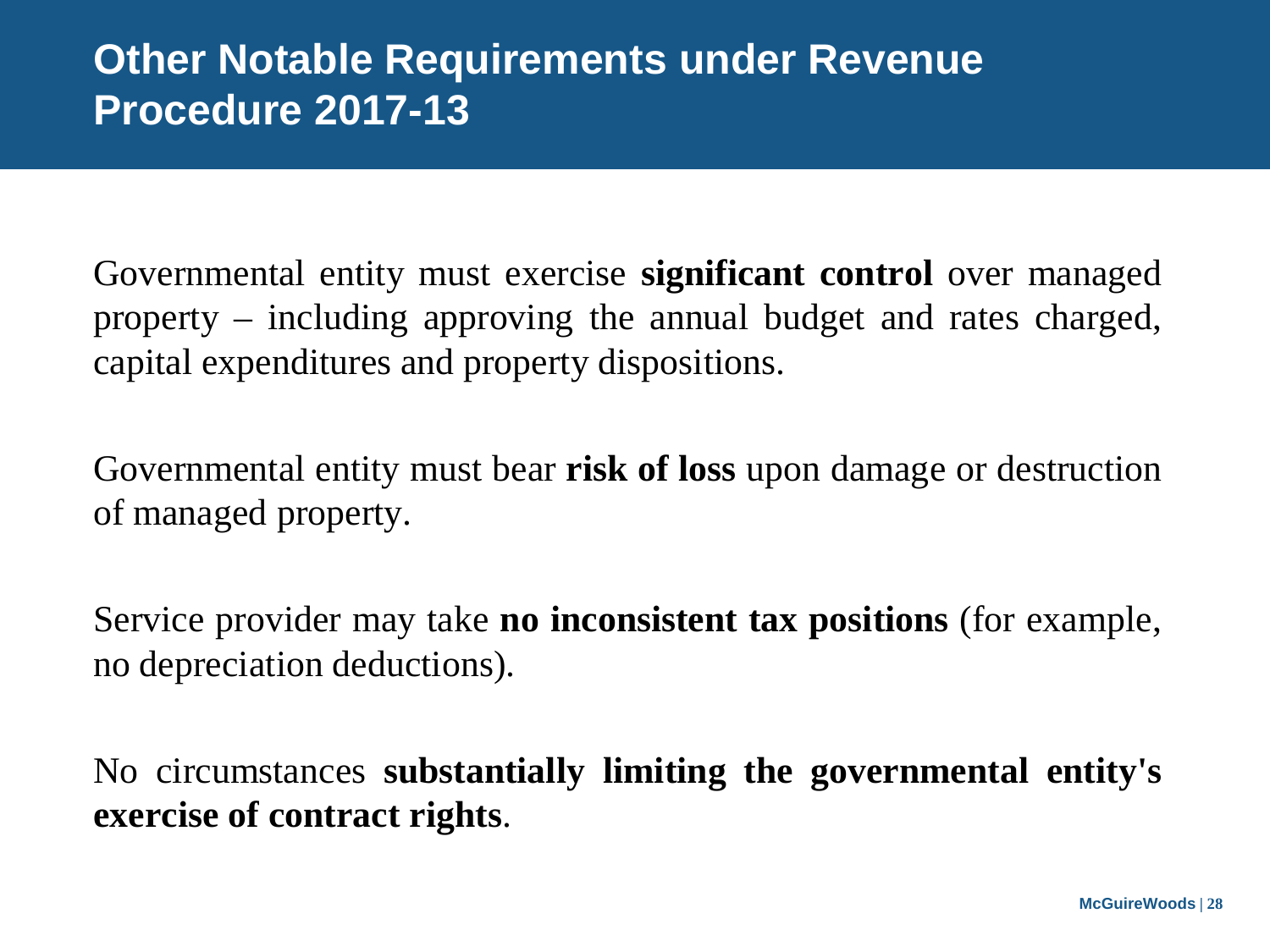# Other Notable Requirements under Revenue Procedure 2017-13

Governmental entity must exercise **significant control** over managed property – including approving the annual budget and rates charged, capital expenditures and property dispositions.

Governmental entity must bear **risk of loss** upon damage or destruction of managed property.

Service provider may take **no inconsistent tax positions** (for example, no depreciation deductions).

No circumstances **substantially limiting the governmental entity's exercise of contract rights**.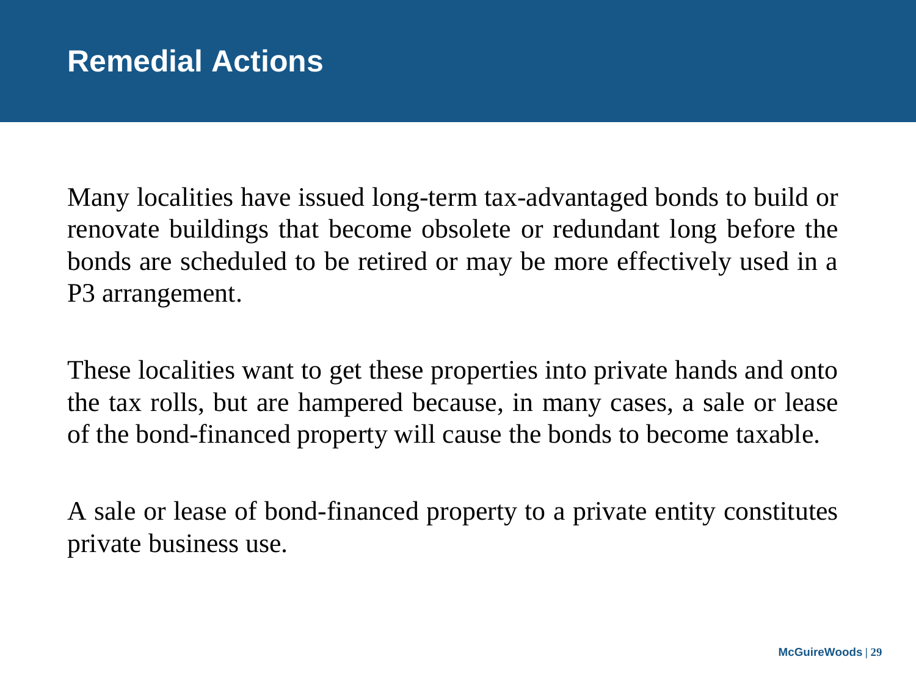# Remedial Actions

Many localities have issued long-term tax-advantaged bonds to build or renovate buildings that become obsolete or redundant long before the bonds are scheduled to be retired or may be more effectively used in a P3 arrangement.

These localities want to get these properties into private hands and onto the tax rolls, but are hampered because, in many cases, a sale or lease of the bond-financed property will cause the bonds to become taxable.

A sale or lease of bond-financed property to a private entity constitutes private business use.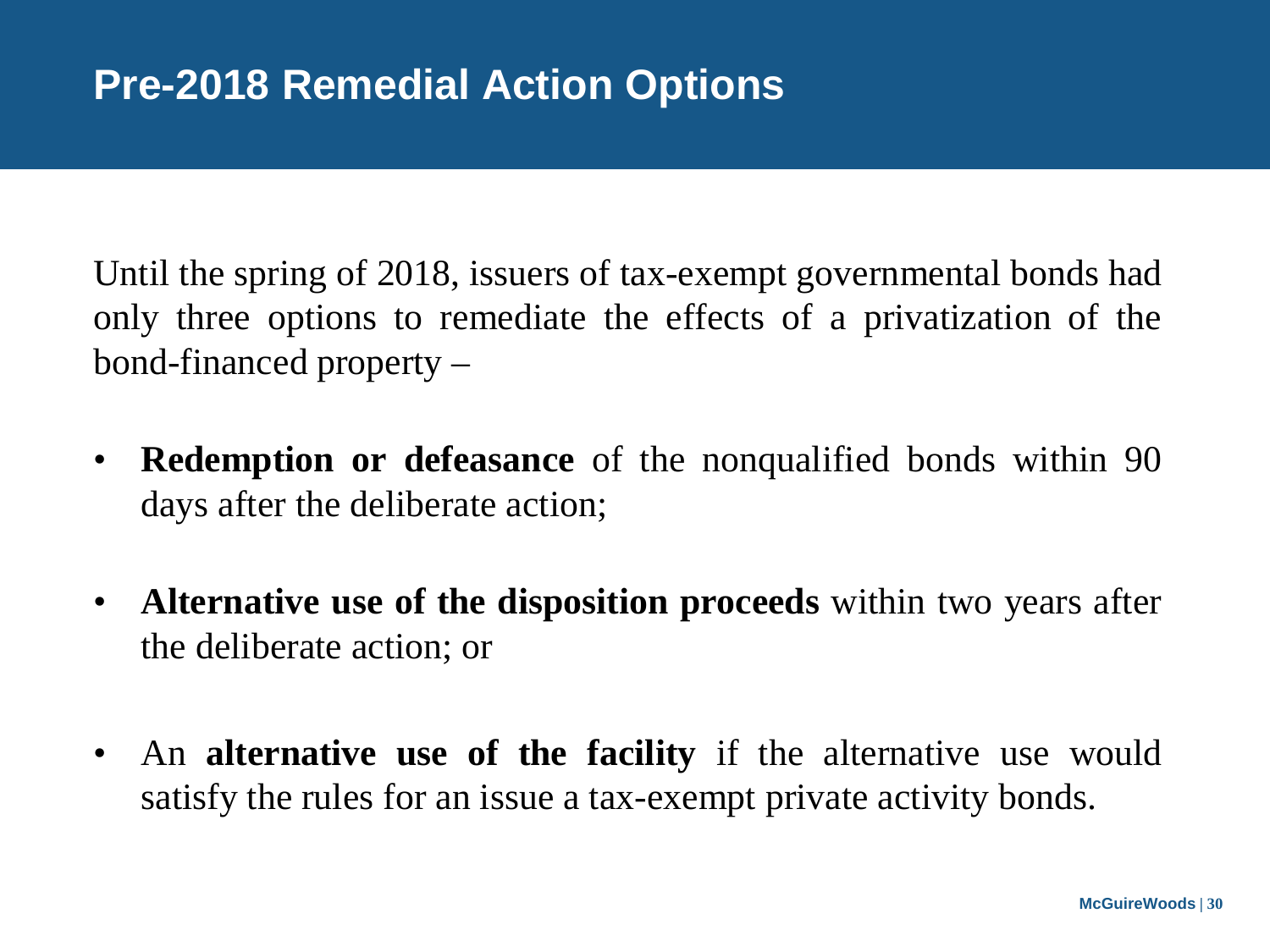# Pre-2018 Remedial Action Options

Until the spring of 2018, issuers of tax-exempt governmental bonds had only three options to remediate the effects of a privatization of the bond-financed property –

- **Redemption or defeasance** of the nonqualified bonds within 90 days after the deliberate action;
- **Alternative use of the disposition proceeds** within two years after the deliberate action; or
- An **alternative use of the facility** if the alternative use would satisfy the rules for an issue a tax-exempt private activity bonds.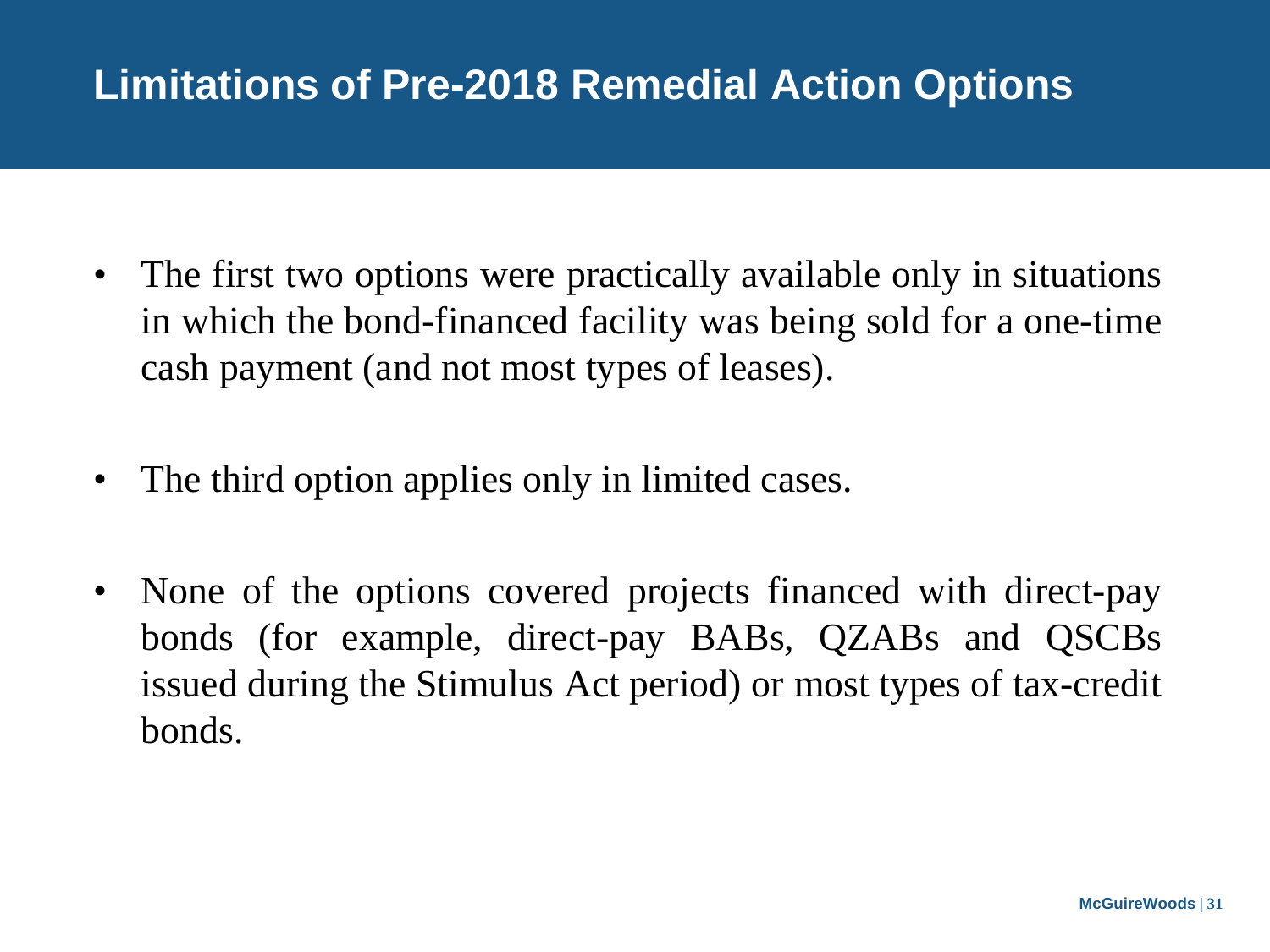# Limitations of Pre-2018 Remedial Action Options

- The first two options were practically available only in situations in which the bond-financed facility was being sold for a one-time cash payment (and not most types of leases).

- The third option applies only in limited cases.

- None of the options covered projects financed with direct-pay bonds (for example, direct-pay BABs, QZABs and QSCBs issued during the Stimulus Act period) or most types of tax-credit bonds.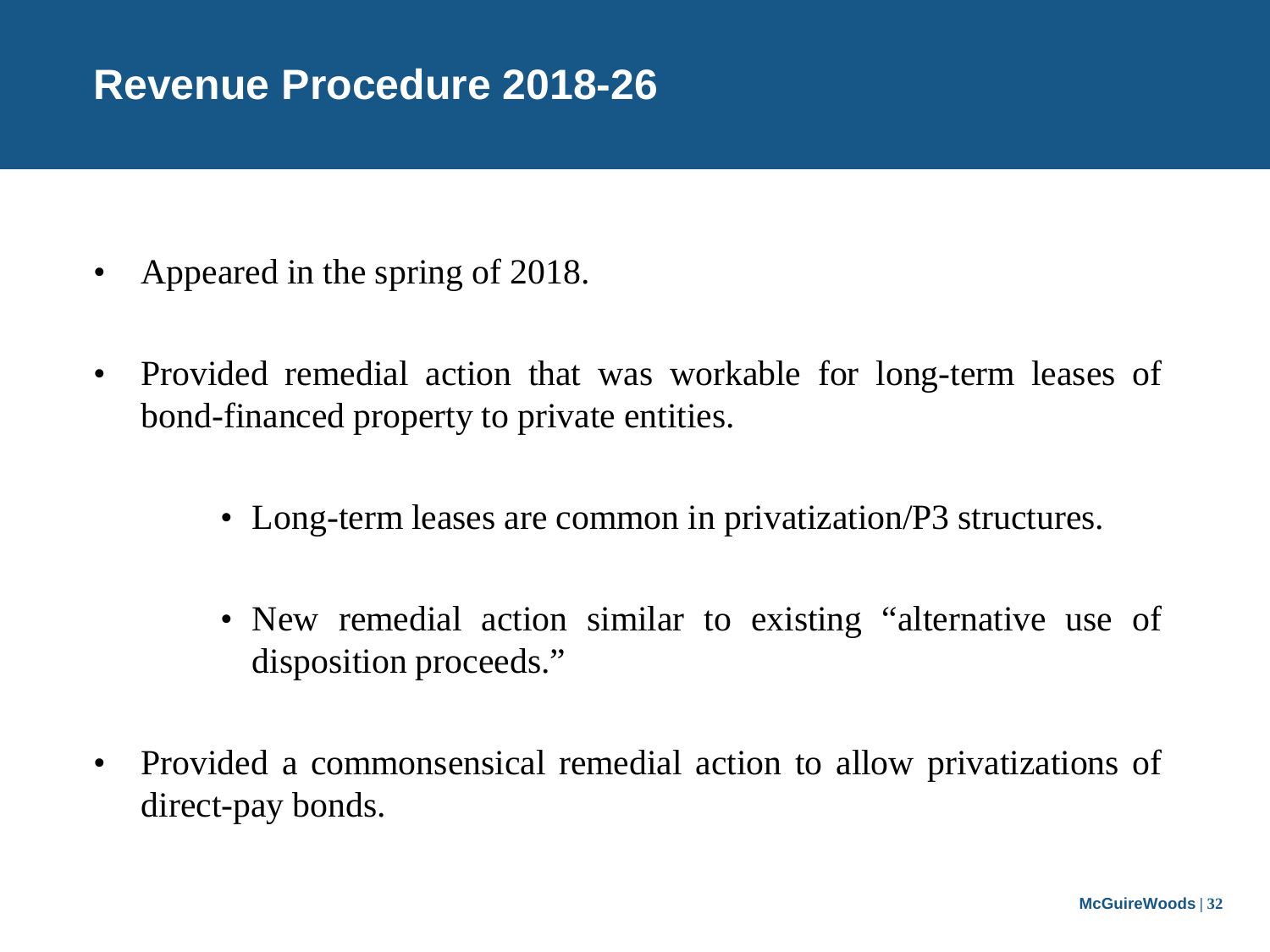# Revenue Procedure 2018-26

- Appeared in the spring of 2018.
- Provided remedial action that was workable for long-term leases of bond-financed property to private entities.
  - Long-term leases are common in privatization/P3 structures.
  - New remedial action similar to existing "alternative use of disposition proceeds."
- Provided a commonsensical remedial action to allow privatizations of direct-pay bonds.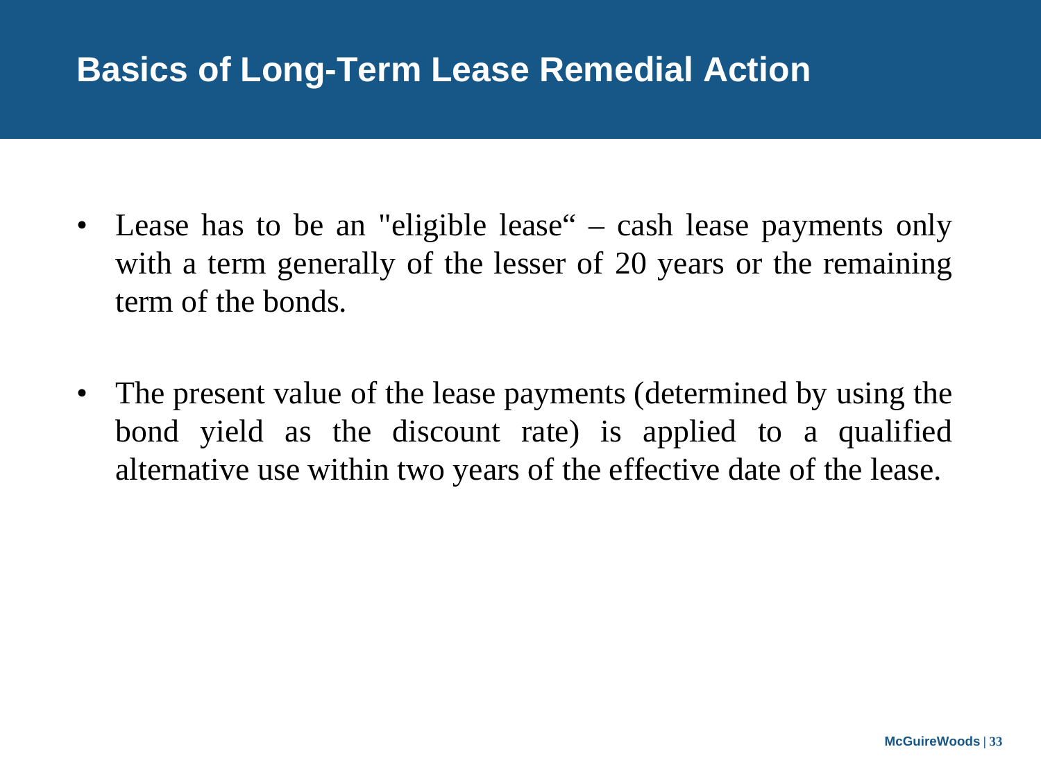# Basics of Long-Term Lease Remedial Action

- Lease has to be an "eligible lease“ – cash lease payments only with a term generally of the lesser of 20 years or the remaining term of the bonds.

- The present value of the lease payments (determined by using the bond yield as the discount rate) is applied to a qualified alternative use within two years of the effective date of the lease.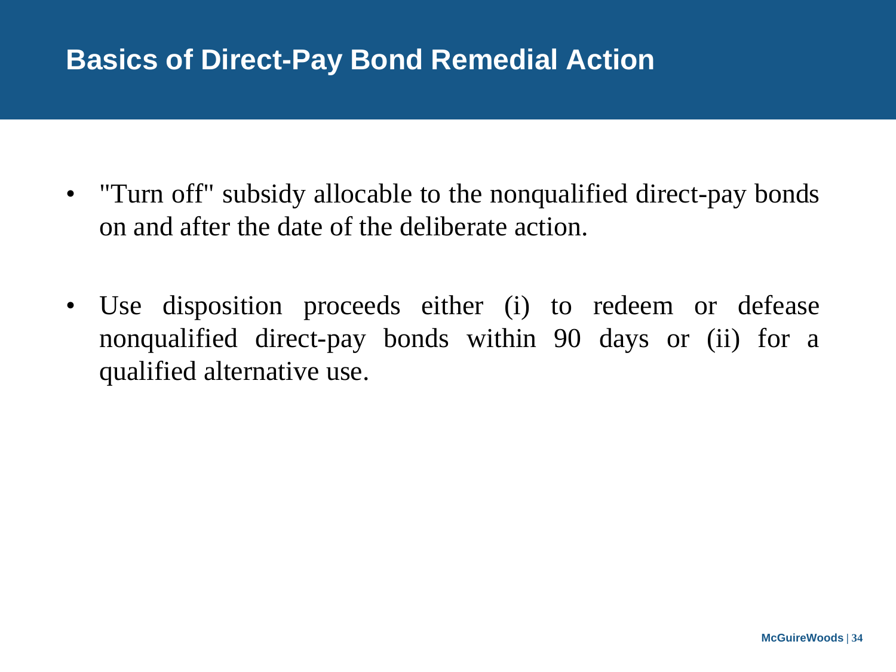# Basics of Direct-Pay Bond Remedial Action

- "Turn off" subsidy allocable to the nonqualified direct-pay bonds on and after the date of the deliberate action.

- Use disposition proceeds either (i) to redeem or defease nonqualified direct-pay bonds within 90 days or (ii) for a qualified alternative use.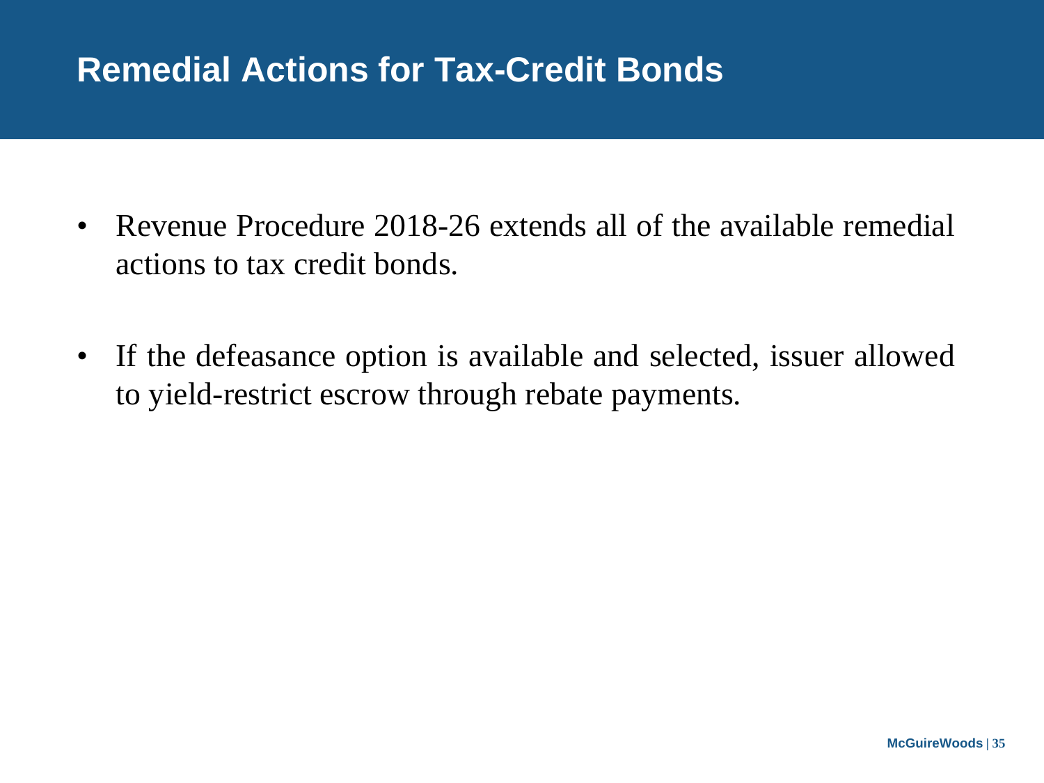# Remedial Actions for Tax-Credit Bonds

- Revenue Procedure 2018-26 extends all of the available remedial actions to tax credit bonds.
- If the defeasance option is available and selected, issuer allowed to yield-restrict escrow through rebate payments.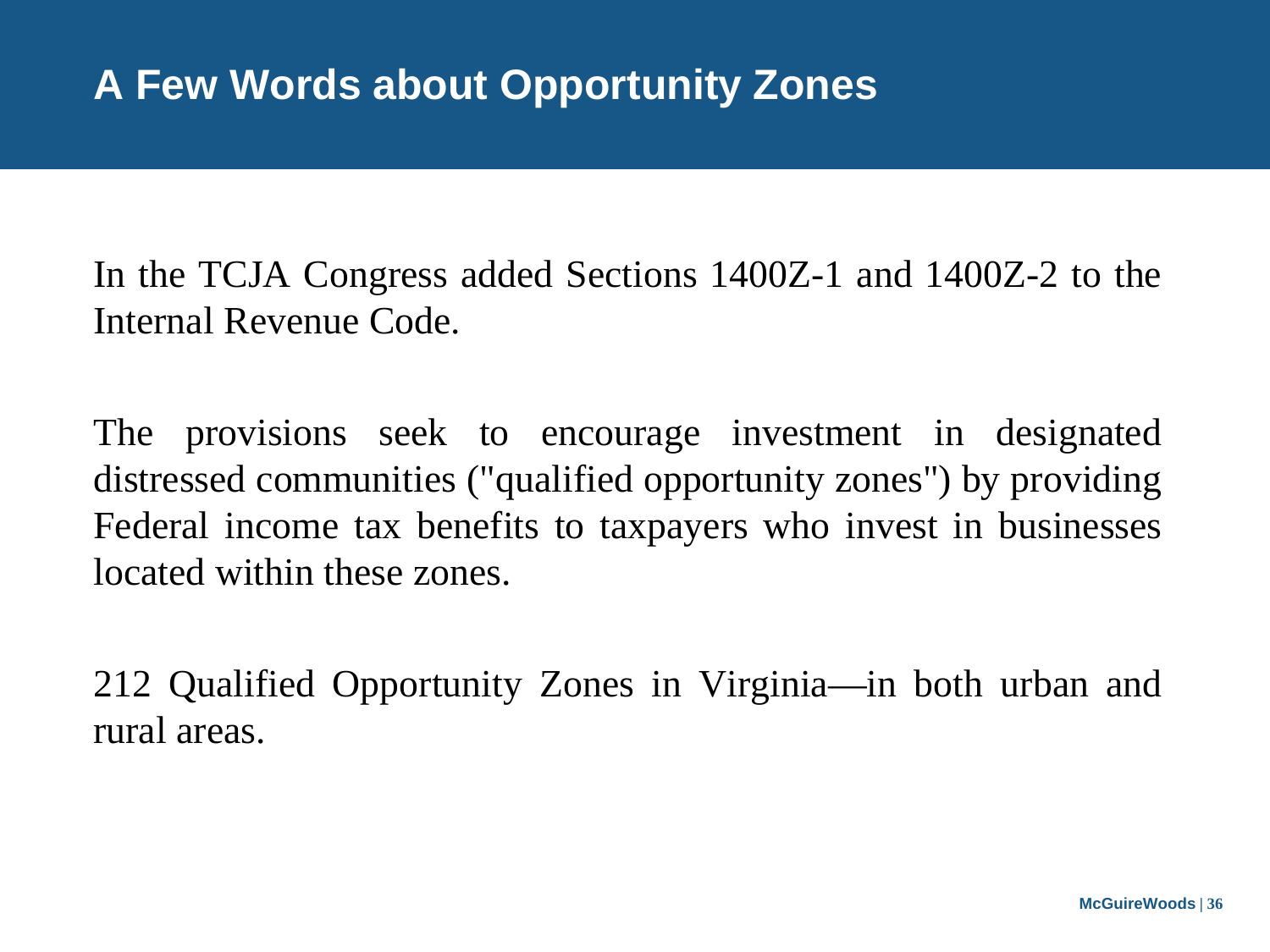# A Few Words about Opportunity Zones

In the TCJA Congress added Sections 1400Z-1 and 1400Z-2 to the Internal Revenue Code.

The provisions seek to encourage investment in designated distressed communities ("qualified opportunity zones") by providing Federal income tax benefits to taxpayers who invest in businesses located within these zones.

212 Qualified Opportunity Zones in Virginia—in both urban and rural areas.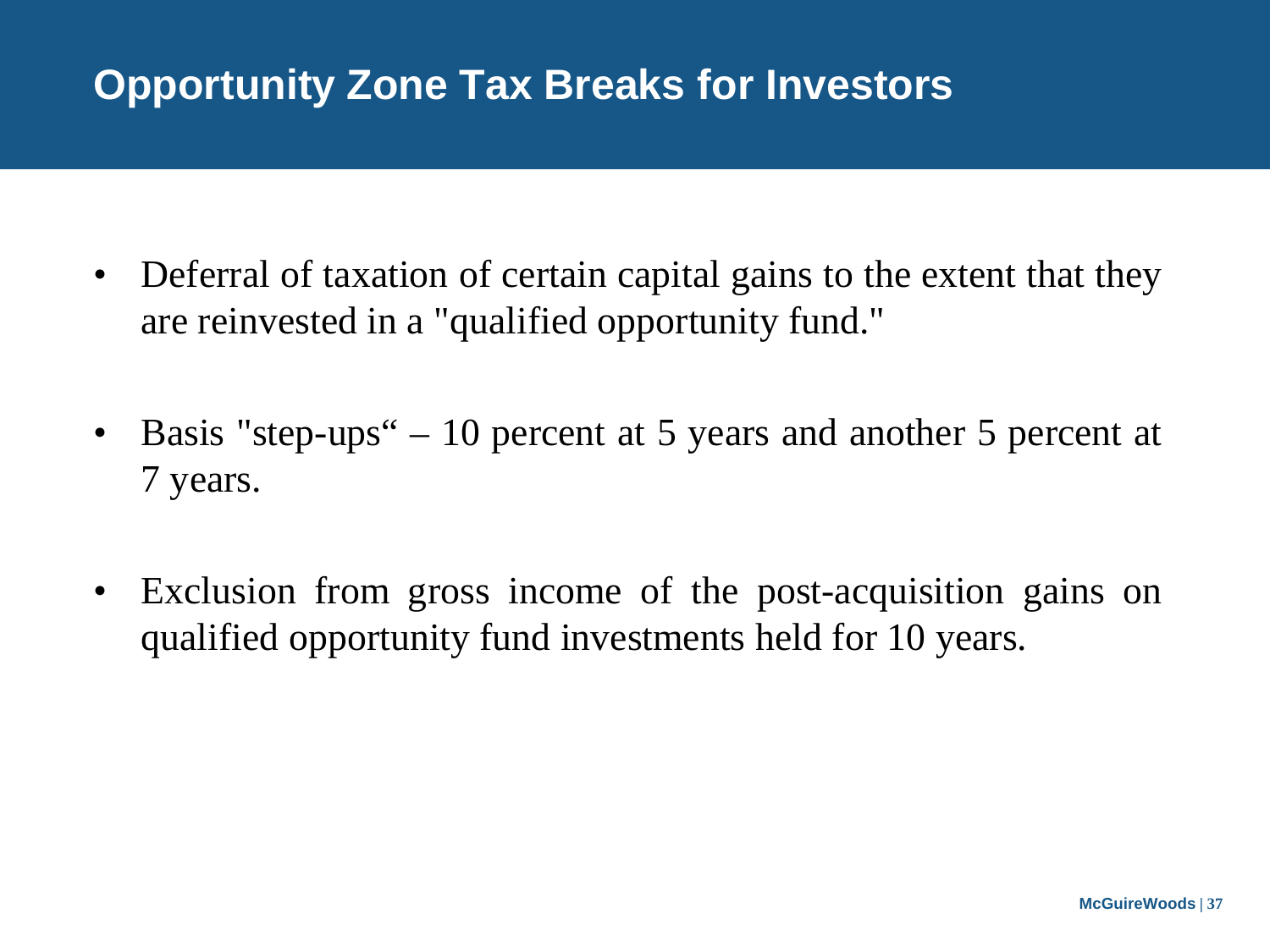# Opportunity Zone Tax Breaks for Investors

- Deferral of taxation of certain capital gains to the extent that they are reinvested in a "qualified opportunity fund."
- Basis "step-ups“ – 10 percent at 5 years and another 5 percent at 7 years.
- Exclusion from gross income of the post-acquisition gains on qualified opportunity fund investments held for 10 years.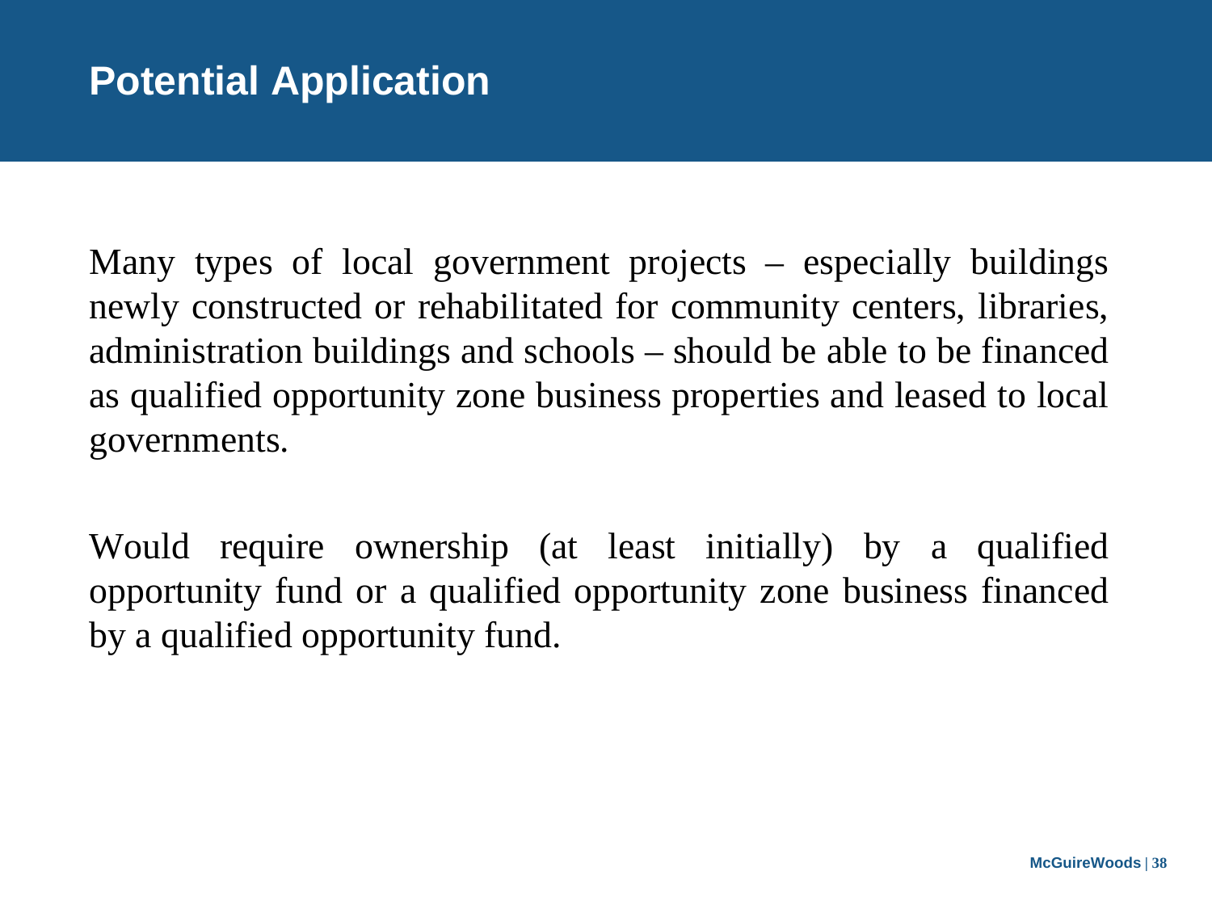## Potential Application

Many types of local government projects – especially buildings newly constructed or rehabilitated for community centers, libraries, administration buildings and schools – should be able to be financed as qualified opportunity zone business properties and leased to local governments.

Would require ownership (at least initially) by a qualified opportunity fund or a qualified opportunity zone business financed by a qualified opportunity fund.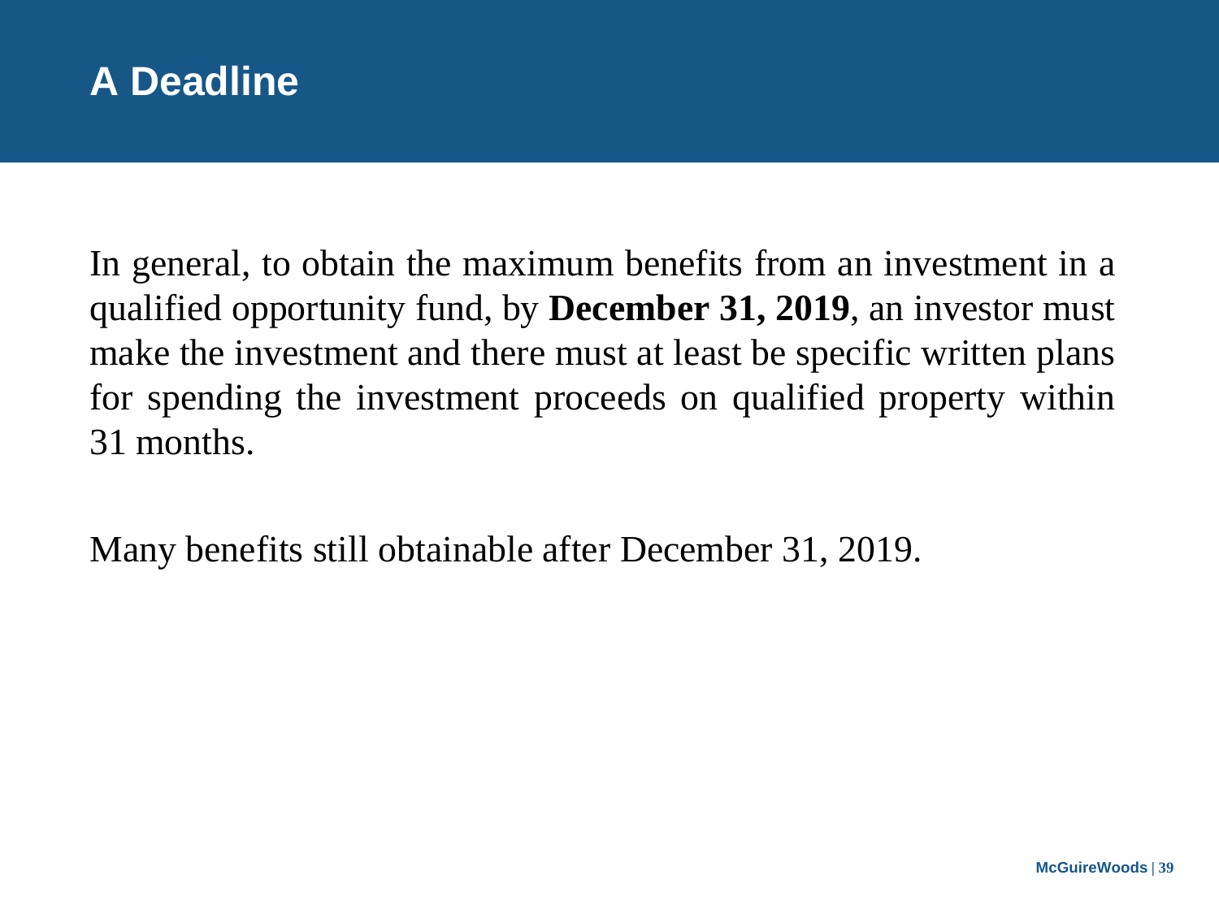# A Deadline

In general, to obtain the maximum benefits from an investment in a qualified opportunity fund, by **December 31, 2019**, an investor must make the investment and there must at least be specific written plans for spending the investment proceeds on qualified property within 31 months.

Many benefits still obtainable after December 31, 2019.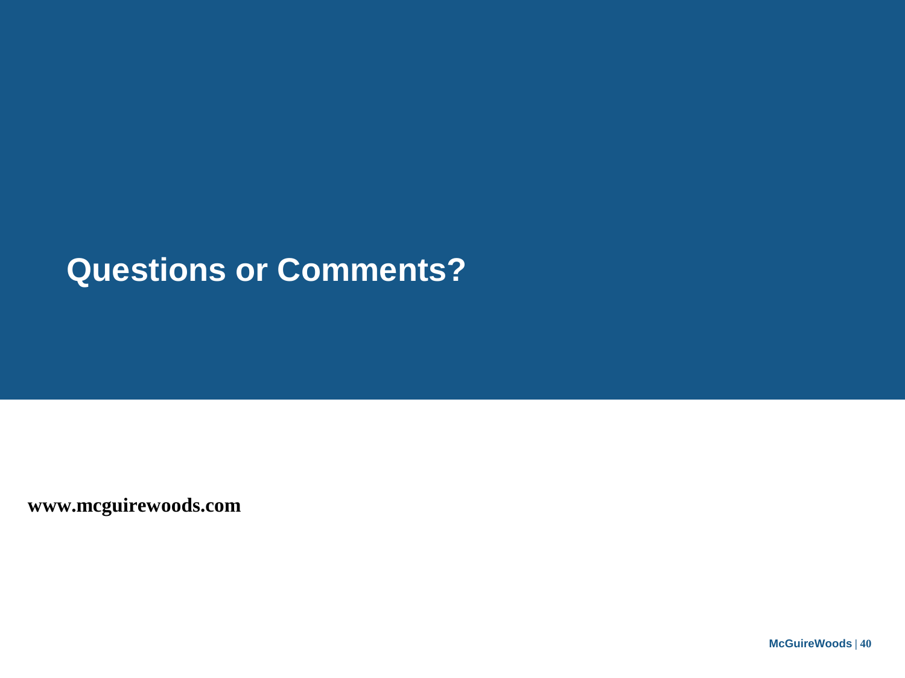# Questions or Comments?

**www.mcguirewoods.com**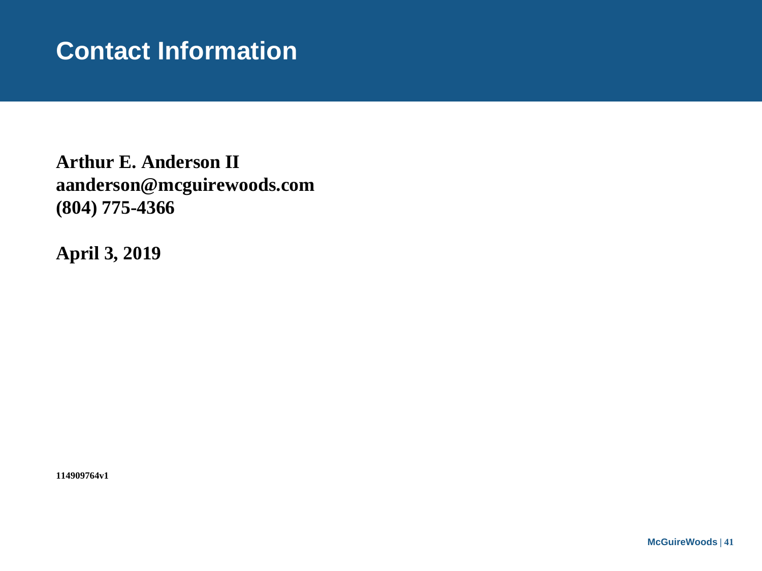# Contact Information

**Arthur E. Anderson II**
**aanderson@mcguirewoods.com**
**(804) 775-4366**

**April 3, 2019**

**114909764v1**